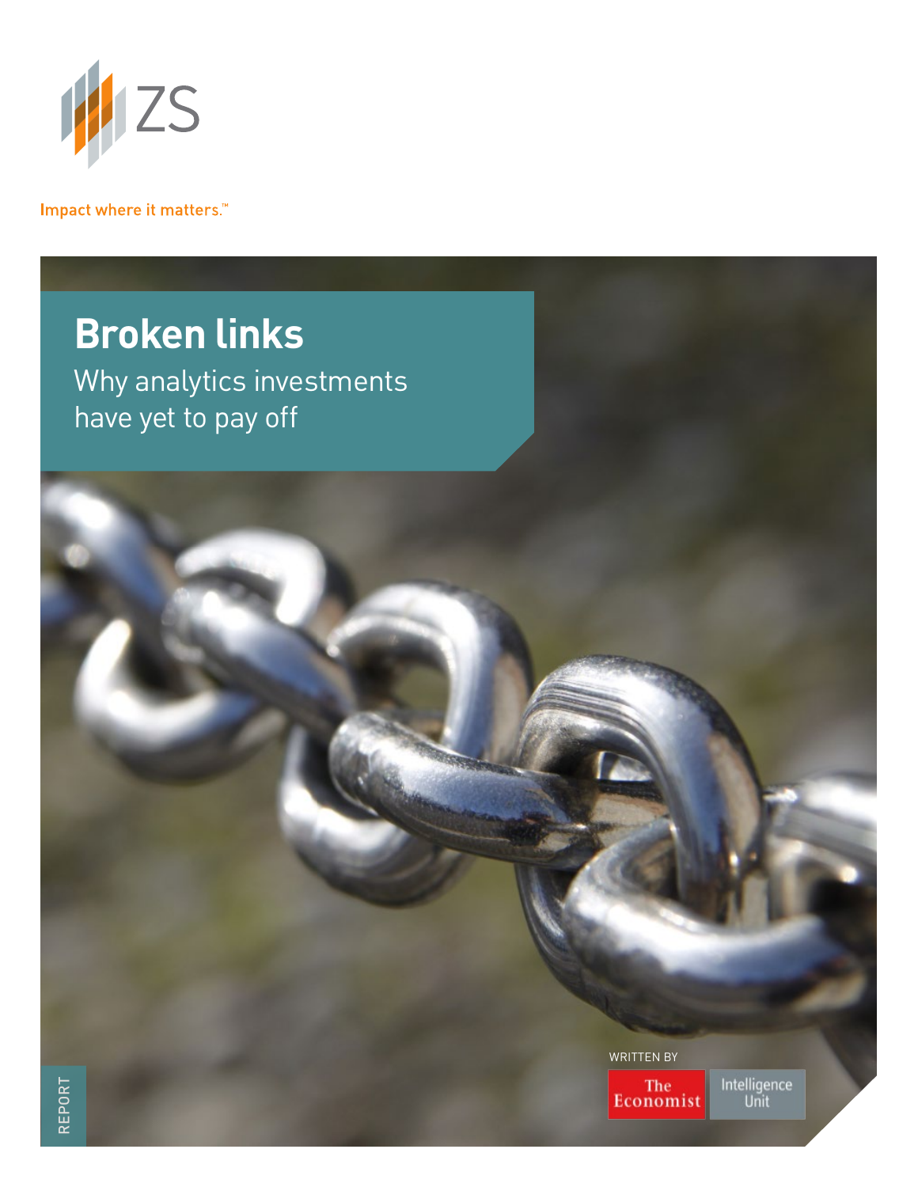ZS

Impact where it matters.™

# Broken links

## Why analytics investments have yet to pay off

WRITTEN BY

The Economist Intelligence Unit

REPORT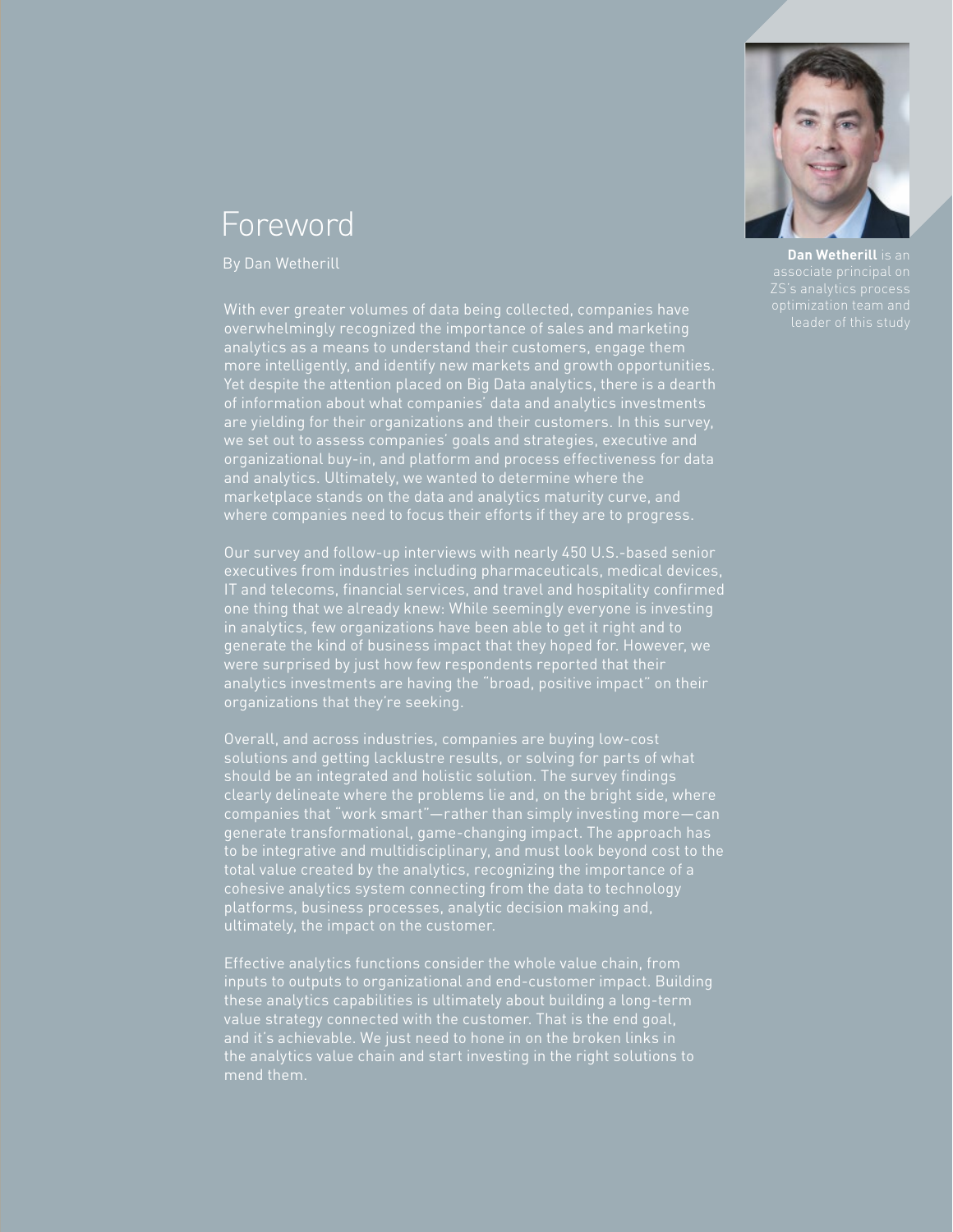# Foreword

By Dan Wetherill

**Dan Wetherill** is an associate principal on ZS's analytics process optimization team and leader of this study

With ever greater volumes of data being collected, companies have overwhelmingly recognized the importance of sales and marketing analytics as a means to understand their customers, engage them more intelligently, and identify new markets and growth opportunities. Yet despite the attention placed on Big Data analytics, there is a dearth of information about what companies' data and analytics investments are yielding for their organizations and their customers. In this survey, we set out to assess companies' goals and strategies, executive and organizational buy-in, and platform and process effectiveness for data and analytics. Ultimately, we wanted to determine where the marketplace stands on the data and analytics maturity curve, and where companies need to focus their efforts if they are to progress.

Our survey and follow-up interviews with nearly 450 U.S.-based senior executives from industries including pharmaceuticals, medical devices, IT and telecoms, financial services, and travel and hospitality confirmed one thing that we already knew: While seemingly everyone is investing in analytics, few organizations have been able to get it right and to generate the kind of business impact that they hoped for. However, we were surprised by just how few respondents reported that their analytics investments are having the "broad, positive impact" on their organizations that they're seeking.

Overall, and across industries, companies are buying low-cost solutions and getting lacklustre results, or solving for parts of what should be an integrated and holistic solution. The survey findings clearly delineate where the problems lie and, on the bright side, where companies that "work smart"—rather than simply investing more—can generate transformational, game-changing impact. The approach has to be integrative and multidisciplinary, and must look beyond cost to the total value created by the analytics, recognizing the importance of a cohesive analytics system connecting from the data to technology platforms, business processes, analytic decision making and, ultimately, the impact on the customer.

Effective analytics functions consider the whole value chain, from inputs to outputs to organizational and end-customer impact. Building these analytics capabilities is ultimately about building a long-term value strategy connected with the customer. That is the end goal, and it's achievable. We just need to hone in on the broken links in the analytics value chain and start investing in the right solutions to mend them.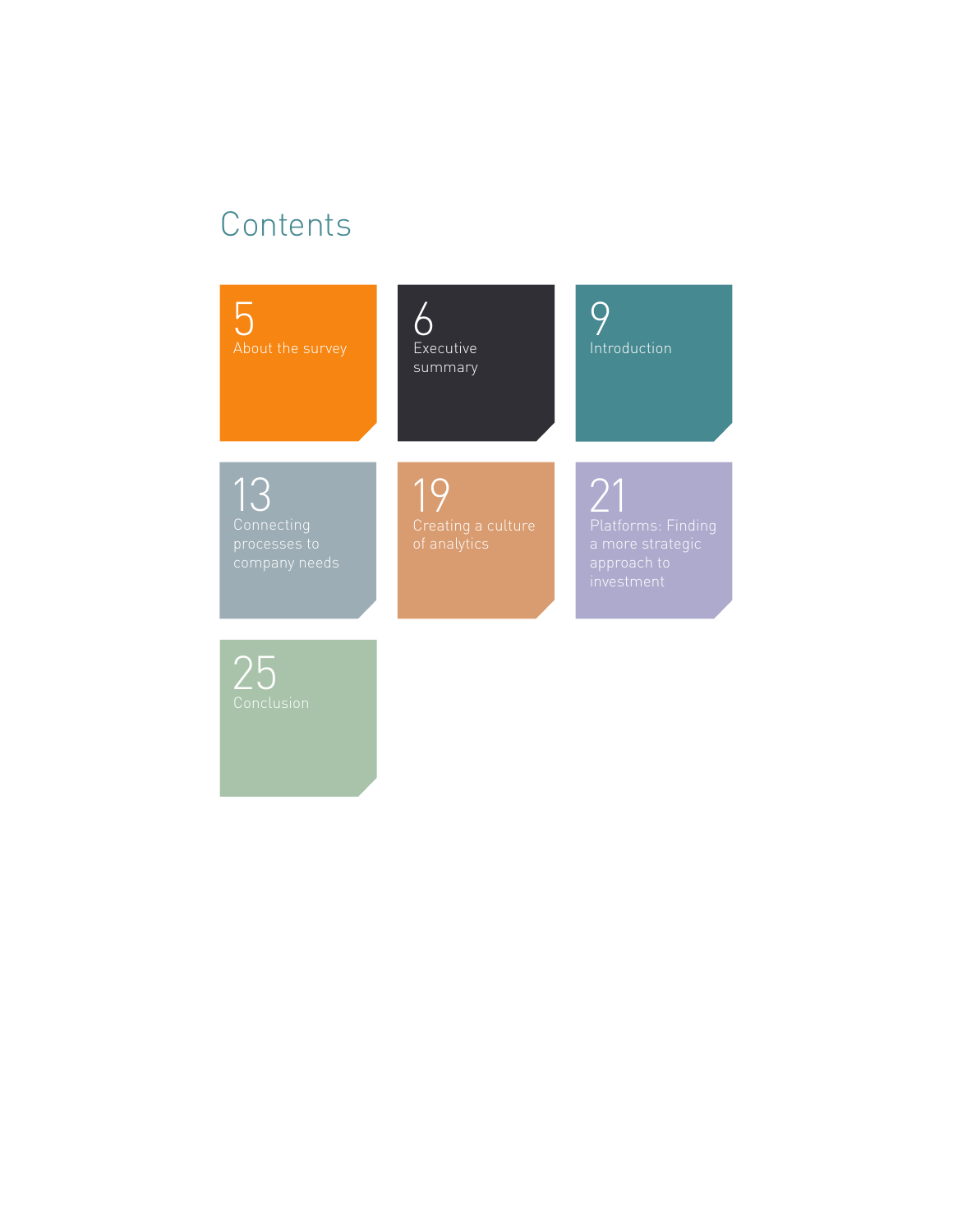# Contents

5 About the survey

6 Executive summary

9 Introduction

13 Connecting processes to company needs

19 Creating a culture of analytics

21 Platforms: Finding a more strategic approach to investment

25 Conclusion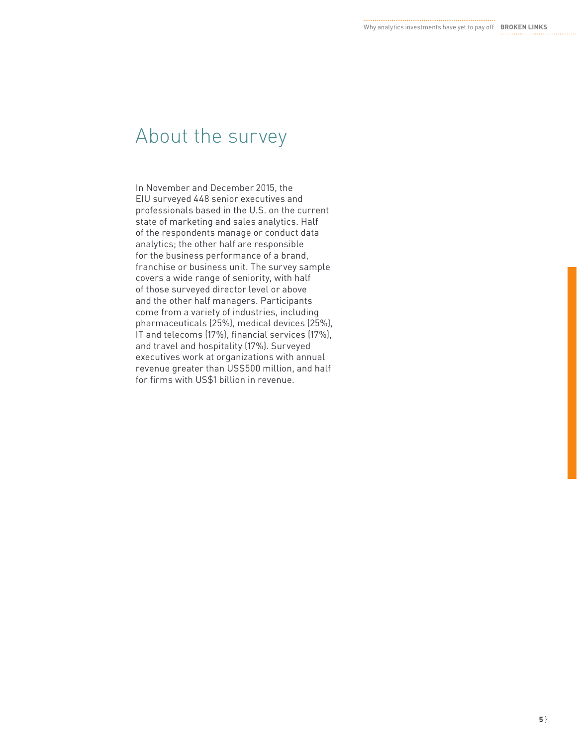# About the survey

In November and December 2015, the EIU surveyed 448 senior executives and professionals based in the U.S. on the current state of marketing and sales analytics. Half of the respondents manage or conduct data analytics; the other half are responsible for the business performance of a brand, franchise or business unit. The survey sample covers a wide range of seniority, with half of those surveyed director level or above and the other half managers. Participants come from a variety of industries, including pharmaceuticals (25%), medical devices (25%), IT and telecoms (17%), financial services (17%), and travel and hospitality (17%). Surveyed executives work at organizations with annual revenue greater than US$500 million, and half for firms with US$1 billion in revenue.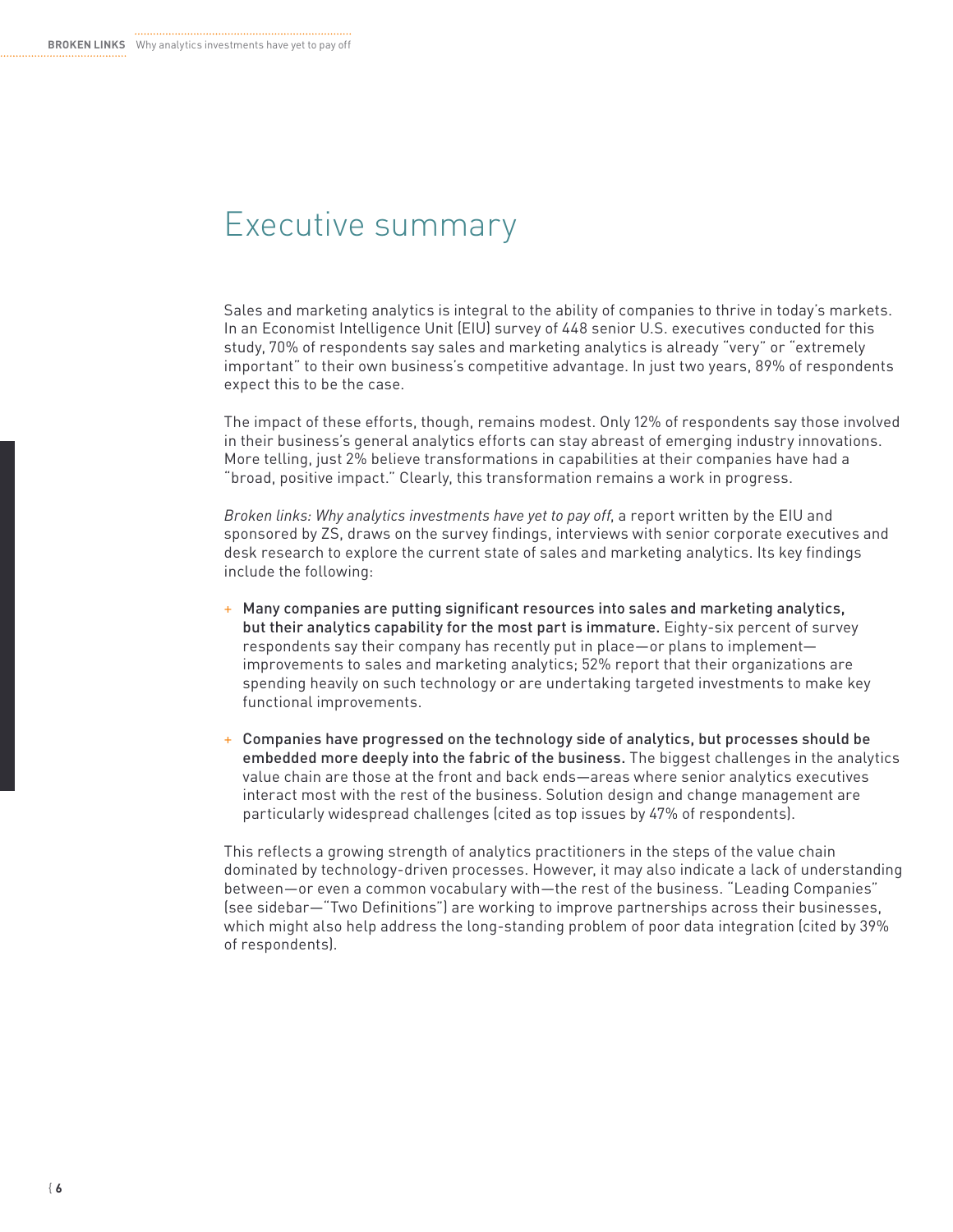# Executive summary

Sales and marketing analytics is integral to the ability of companies to thrive in today's markets. In an Economist Intelligence Unit (EIU) survey of 448 senior U.S. executives conducted for this study, 70% of respondents say sales and marketing analytics is already "very" or "extremely important" to their own business's competitive advantage. In just two years, 89% of respondents expect this to be the case.

The impact of these efforts, though, remains modest. Only 12% of respondents say those involved in their business's general analytics efforts can stay abreast of emerging industry innovations. More telling, just 2% believe transformations in capabilities at their companies have had a "broad, positive impact." Clearly, this transformation remains a work in progress.

*Broken links: Why analytics investments have yet to pay off*, a report written by the EIU and sponsored by ZS, draws on the survey findings, interviews with senior corporate executives and desk research to explore the current state of sales and marketing analytics. Its key findings include the following:

+ **Many companies are putting significant resources into sales and marketing analytics, but their analytics capability for the most part is immature.** Eighty-six percent of survey respondents say their company has recently put in place—or plans to implement—improvements to sales and marketing analytics; 52% report that their organizations are spending heavily on such technology or are undertaking targeted investments to make key functional improvements.

+ **Companies have progressed on the technology side of analytics, but processes should be embedded more deeply into the fabric of the business.** The biggest challenges in the analytics value chain are those at the front and back ends—areas where senior analytics executives interact most with the rest of the business. Solution design and change management are particularly widespread challenges (cited as top issues by 47% of respondents).

This reflects a growing strength of analytics practitioners in the steps of the value chain dominated by technology-driven processes. However, it may also indicate a lack of understanding between—or even a common vocabulary with—the rest of the business. "Leading Companies" (see sidebar—"Two Definitions") are working to improve partnerships across their businesses, which might also help address the long-standing problem of poor data integration (cited by 39% of respondents).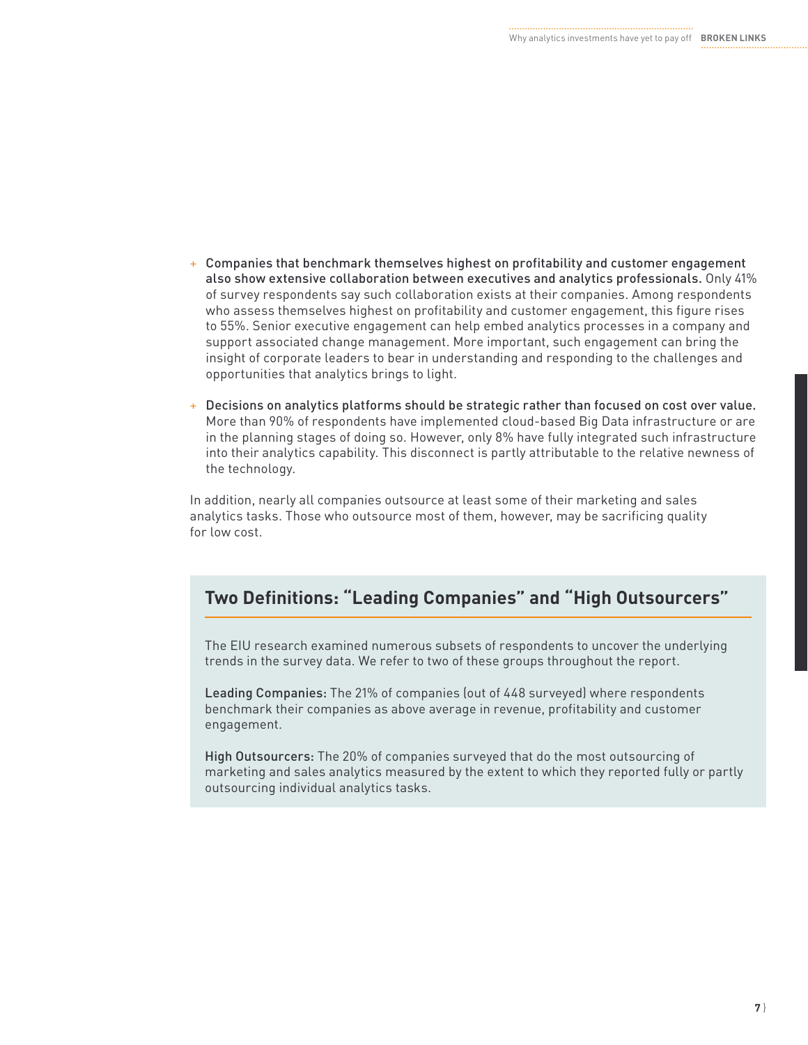- **Companies that benchmark themselves highest on profitability and customer engagement also show extensive collaboration between executives and analytics professionals.** Only 41% of survey respondents say such collaboration exists at their companies. Among respondents who assess themselves highest on profitability and customer engagement, this figure rises to 55%. Senior executive engagement can help embed analytics processes in a company and support associated change management. More important, such engagement can bring the insight of corporate leaders to bear in understanding and responding to the challenges and opportunities that analytics brings to light.

- **Decisions on analytics platforms should be strategic rather than focused on cost over value.** More than 90% of respondents have implemented cloud-based Big Data infrastructure or are in the planning stages of doing so. However, only 8% have fully integrated such infrastructure into their analytics capability. This disconnect is partly attributable to the relative newness of the technology.

In addition, nearly all companies outsource at least some of their marketing and sales analytics tasks. Those who outsource most of them, however, may be sacrificing quality for low cost.

## Two Definitions: "Leading Companies" and "High Outsourcers"

The EIU research examined numerous subsets of respondents to uncover the underlying trends in the survey data. We refer to two of these groups throughout the report.

**Leading Companies:** The 21% of companies (out of 448 surveyed) where respondents benchmark their companies as above average in revenue, profitability and customer engagement.

**High Outsourcers:** The 20% of companies surveyed that do the most outsourcing of marketing and sales analytics measured by the extent to which they reported fully or partly outsourcing individual analytics tasks.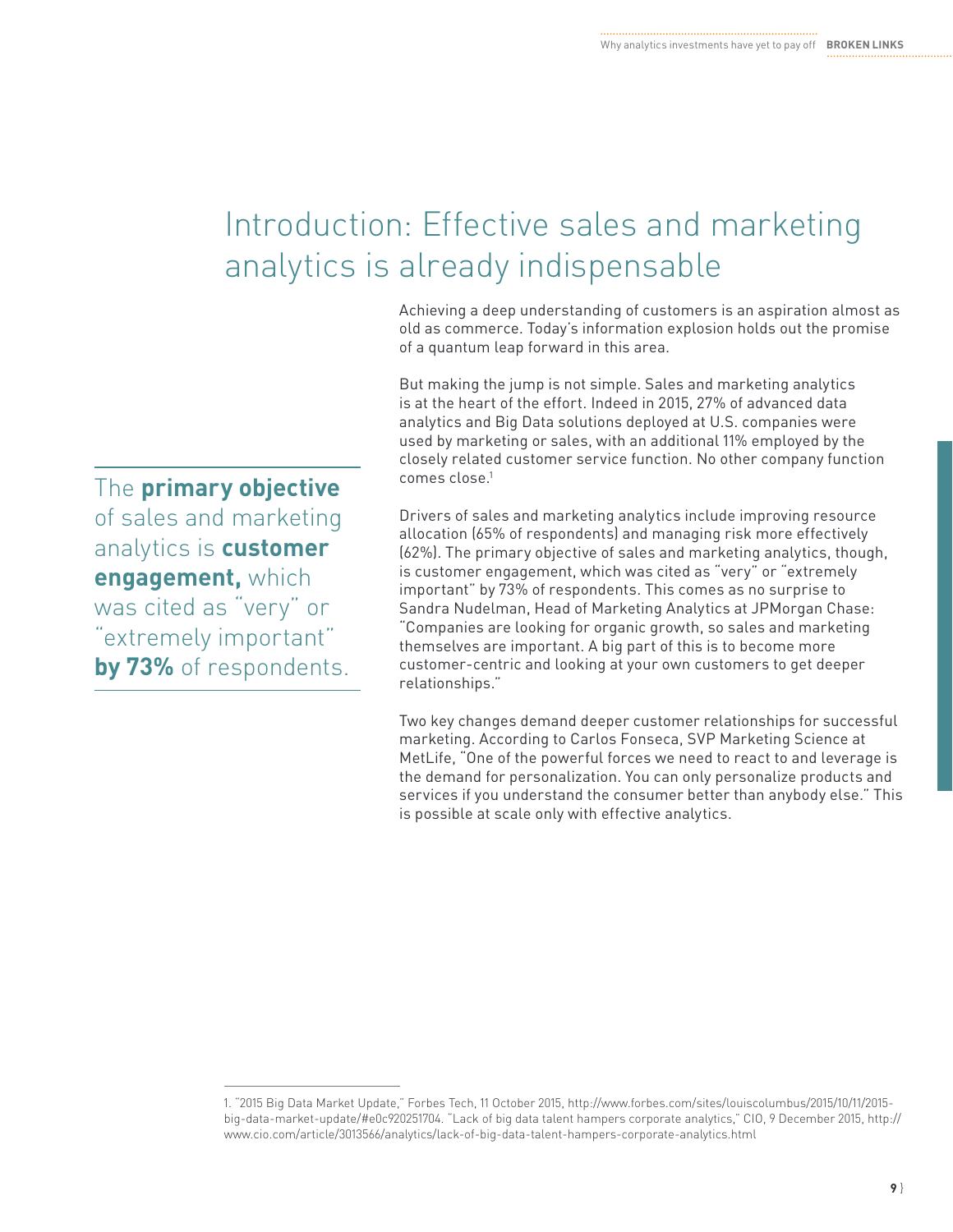# Introduction: Effective sales and marketing analytics is already indispensable

The **primary objective** of sales and marketing analytics is **customer engagement,** which was cited as "very" or "extremely important" **by 73%** of respondents.

Achieving a deep understanding of customers is an aspiration almost as old as commerce. Today's information explosion holds out the promise of a quantum leap forward in this area.

But making the jump is not simple. Sales and marketing analytics is at the heart of the effort. Indeed in 2015, 27% of advanced data analytics and Big Data solutions deployed at U.S. companies were used by marketing or sales, with an additional 11% employed by the closely related customer service function. No other company function comes close.[1]

Drivers of sales and marketing analytics include improving resource allocation (65% of respondents) and managing risk more effectively (62%). The primary objective of sales and marketing analytics, though, is customer engagement, which was cited as "very" or "extremely important" by 73% of respondents. This comes as no surprise to Sandra Nudelman, Head of Marketing Analytics at JPMorgan Chase: "Companies are looking for organic growth, so sales and marketing themselves are important. A big part of this is to become more customer-centric and looking at your own customers to get deeper relationships."

Two key changes demand deeper customer relationships for successful marketing. According to Carlos Fonseca, SVP Marketing Science at MetLife, "One of the powerful forces we need to react to and leverage is the demand for personalization. You can only personalize products and services if you understand the consumer better than anybody else." This is possible at scale only with effective analytics.

1. "2015 Big Data Market Update," Forbes Tech, 11 October 2015, http://www.forbes.com/sites/louiscolumbus/2015/10/11/2015-big-data-market-update/#e0c920251704. "Lack of big data talent hampers corporate analytics," CIO, 9 December 2015, http://www.cio.com/article/3013566/analytics/lack-of-big-data-talent-hampers-corporate-analytics.html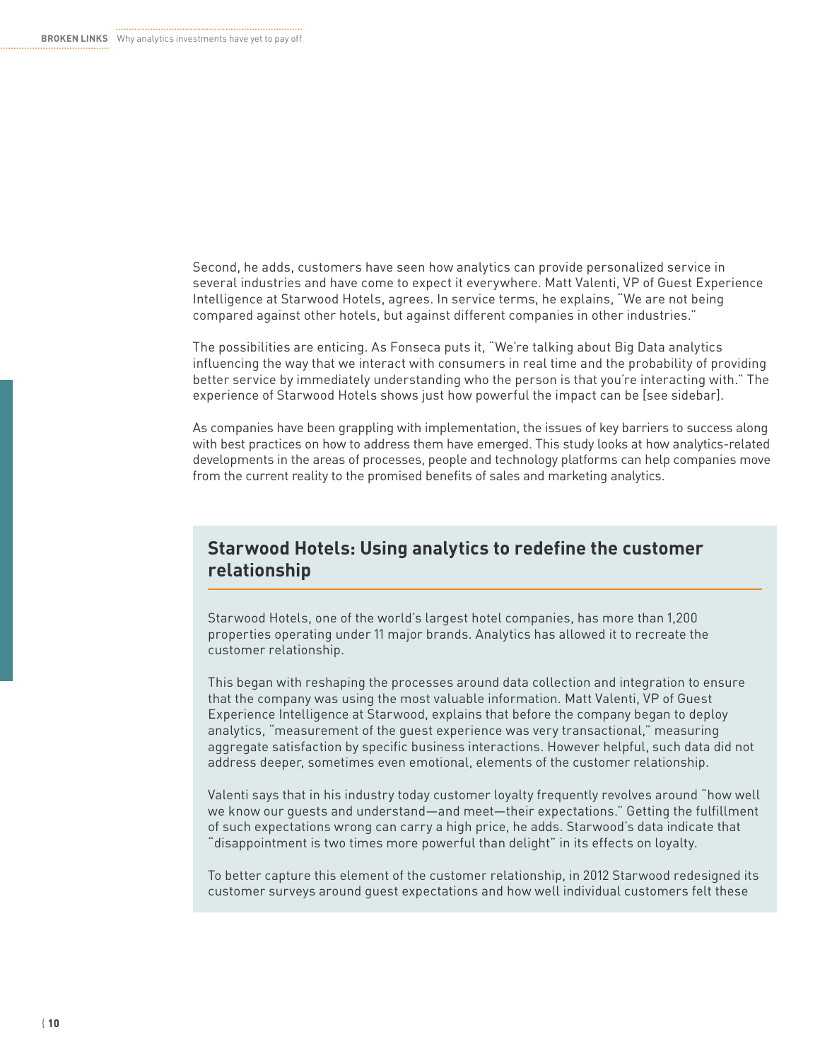Second, he adds, customers have seen how analytics can provide personalized service in several industries and have come to expect it everywhere. Matt Valenti, VP of Guest Experience Intelligence at Starwood Hotels, agrees. In service terms, he explains, "We are not being compared against other hotels, but against different companies in other industries."

The possibilities are enticing. As Fonseca puts it, "We're talking about Big Data analytics influencing the way that we interact with consumers in real time and the probability of providing better service by immediately understanding who the person is that you're interacting with." The experience of Starwood Hotels shows just how powerful the impact can be [see sidebar].

As companies have been grappling with implementation, the issues of key barriers to success along with best practices on how to address them have emerged. This study looks at how analytics-related developments in the areas of processes, people and technology platforms can help companies move from the current reality to the promised benefits of sales and marketing analytics.

## Starwood Hotels: Using analytics to redefine the customer relationship

Starwood Hotels, one of the world's largest hotel companies, has more than 1,200 properties operating under 11 major brands. Analytics has allowed it to recreate the customer relationship.

This began with reshaping the processes around data collection and integration to ensure that the company was using the most valuable information. Matt Valenti, VP of Guest Experience Intelligence at Starwood, explains that before the company began to deploy analytics, "measurement of the guest experience was very transactional," measuring aggregate satisfaction by specific business interactions. However helpful, such data did not address deeper, sometimes even emotional, elements of the customer relationship.

Valenti says that in his industry today customer loyalty frequently revolves around "how well we know our guests and understand—and meet—their expectations." Getting the fulfillment of such expectations wrong can carry a high price, he adds. Starwood's data indicate that "disappointment is two times more powerful than delight" in its effects on loyalty.

To better capture this element of the customer relationship, in 2012 Starwood redesigned its customer surveys around guest expectations and how well individual customers felt these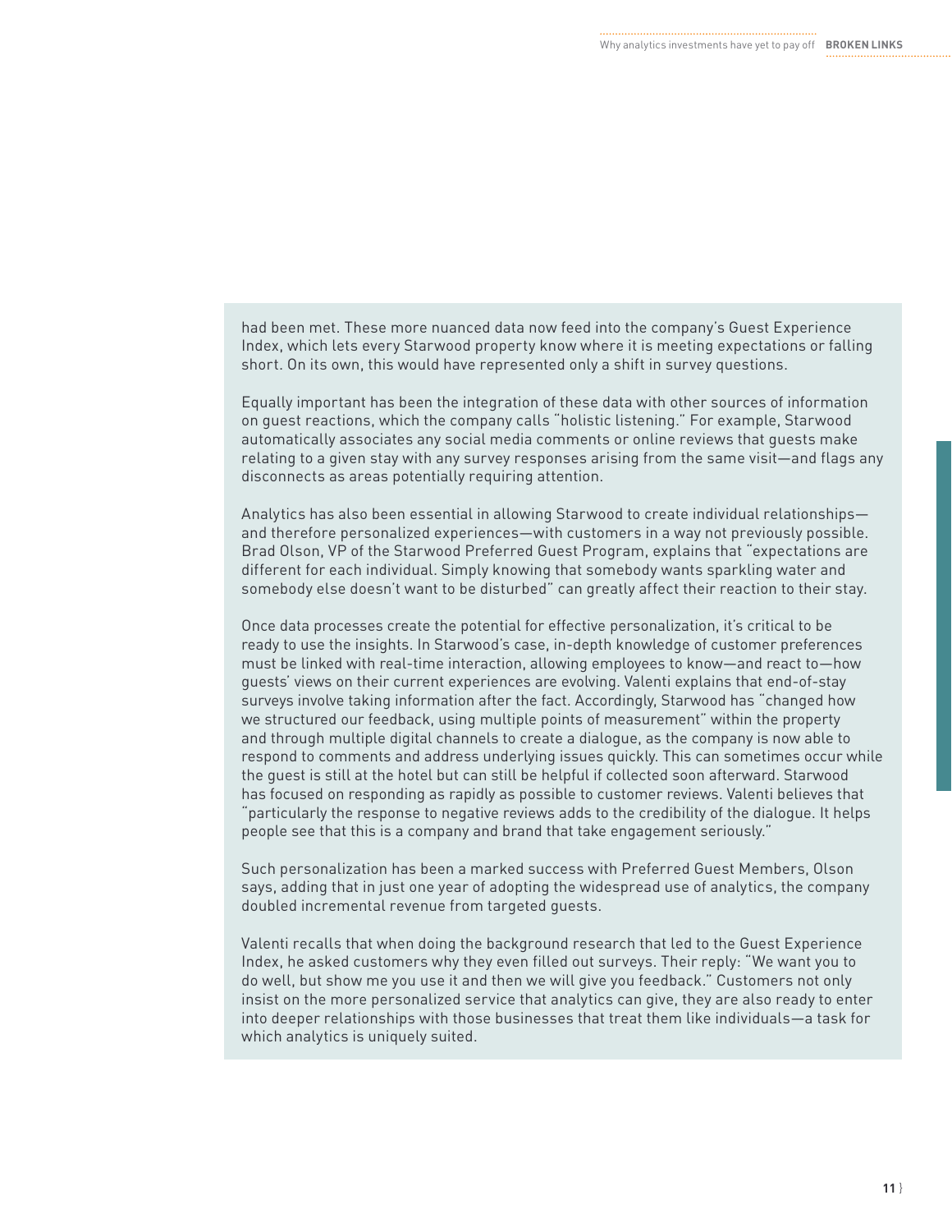had been met. These more nuanced data now feed into the company's Guest Experience Index, which lets every Starwood property know where it is meeting expectations or falling short. On its own, this would have represented only a shift in survey questions.

Equally important has been the integration of these data with other sources of information on guest reactions, which the company calls "holistic listening." For example, Starwood automatically associates any social media comments or online reviews that guests make relating to a given stay with any survey responses arising from the same visit—and flags any disconnects as areas potentially requiring attention.

Analytics has also been essential in allowing Starwood to create individual relationships—and therefore personalized experiences—with customers in a way not previously possible. Brad Olson, VP of the Starwood Preferred Guest Program, explains that "expectations are different for each individual. Simply knowing that somebody wants sparkling water and somebody else doesn't want to be disturbed" can greatly affect their reaction to their stay.

Once data processes create the potential for effective personalization, it's critical to be ready to use the insights. In Starwood's case, in-depth knowledge of customer preferences must be linked with real-time interaction, allowing employees to know—and react to—how guests' views on their current experiences are evolving. Valenti explains that end-of-stay surveys involve taking information after the fact. Accordingly, Starwood has "changed how we structured our feedback, using multiple points of measurement" within the property and through multiple digital channels to create a dialogue, as the company is now able to respond to comments and address underlying issues quickly. This can sometimes occur while the guest is still at the hotel but can still be helpful if collected soon afterward. Starwood has focused on responding as rapidly as possible to customer reviews. Valenti believes that "particularly the response to negative reviews adds to the credibility of the dialogue. It helps people see that this is a company and brand that take engagement seriously."

Such personalization has been a marked success with Preferred Guest Members, Olson says, adding that in just one year of adopting the widespread use of analytics, the company doubled incremental revenue from targeted guests.

Valenti recalls that when doing the background research that led to the Guest Experience Index, he asked customers why they even filled out surveys. Their reply: "We want you to do well, but show me you use it and then we will give you feedback." Customers not only insist on the more personalized service that analytics can give, they are also ready to enter into deeper relationships with those businesses that treat them like individuals—a task for which analytics is uniquely suited.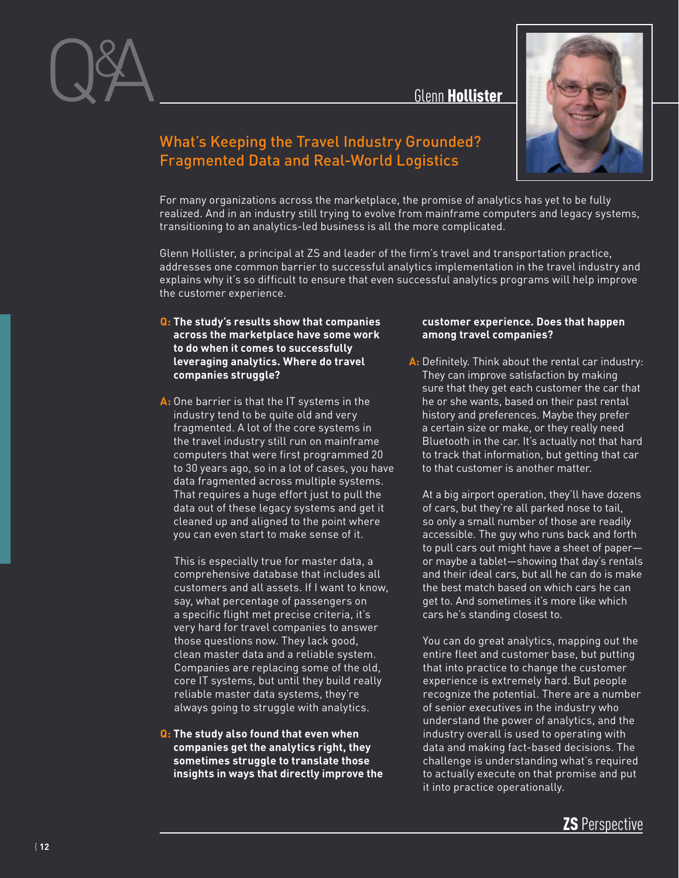# Q&A

Glenn **Hollister**

## What's Keeping the Travel Industry Grounded? Fragmented Data and Real-World Logistics

For many organizations across the marketplace, the promise of analytics has yet to be fully realized. And in an industry still trying to evolve from mainframe computers and legacy systems, transitioning to an analytics-led business is all the more complicated.

Glenn Hollister, a principal at ZS and leader of the firm's travel and transportation practice, addresses one common barrier to successful analytics implementation in the travel industry and explains why it's so difficult to ensure that even successful analytics programs will help improve the customer experience.

**Q: The study's results show that companies across the marketplace have some work to do when it comes to successfully leveraging analytics. Where do travel companies struggle?**

**A:** One barrier is that the IT systems in the industry tend to be quite old and very fragmented. A lot of the core systems in the travel industry still run on mainframe computers that were first programmed 20 to 30 years ago, so in a lot of cases, you have data fragmented across multiple systems. That requires a huge effort just to pull the data out of these legacy systems and get it cleaned up and aligned to the point where you can even start to make sense of it.

This is especially true for master data, a comprehensive database that includes all customers and all assets. If I want to know, say, what percentage of passengers on a specific flight met precise criteria, it's very hard for travel companies to answer those questions now. They lack good, clean master data and a reliable system. Companies are replacing some of the old, core IT systems, but until they build really reliable master data systems, they're always going to struggle with analytics.

**Q: The study also found that even when companies get the analytics right, they sometimes struggle to translate those insights in ways that directly improve the customer experience. Does that happen among travel companies?**

**A:** Definitely. Think about the rental car industry: They can improve satisfaction by making sure that they get each customer the car that he or she wants, based on their past rental history and preferences. Maybe they prefer a certain size or make, or they really need Bluetooth in the car. It's actually not that hard to track that information, but getting that car to that customer is another matter.

At a big airport operation, they'll have dozens of cars, but they're all parked nose to tail, so only a small number of those are readily accessible. The guy who runs back and forth to pull cars out might have a sheet of paper—or maybe a tablet—showing that day's rentals and their ideal cars, but all he can do is make the best match based on which cars he can get to. And sometimes it's more like which cars he's standing closest to.

You can do great analytics, mapping out the entire fleet and customer base, but putting that into practice to change the customer experience is extremely hard. But people recognize the potential. There are a number of senior executives in the industry who understand the power of analytics, and the industry overall is used to operating with data and making fact-based decisions. The challenge is understanding what's required to actually execute on that promise and put it into practice operationally.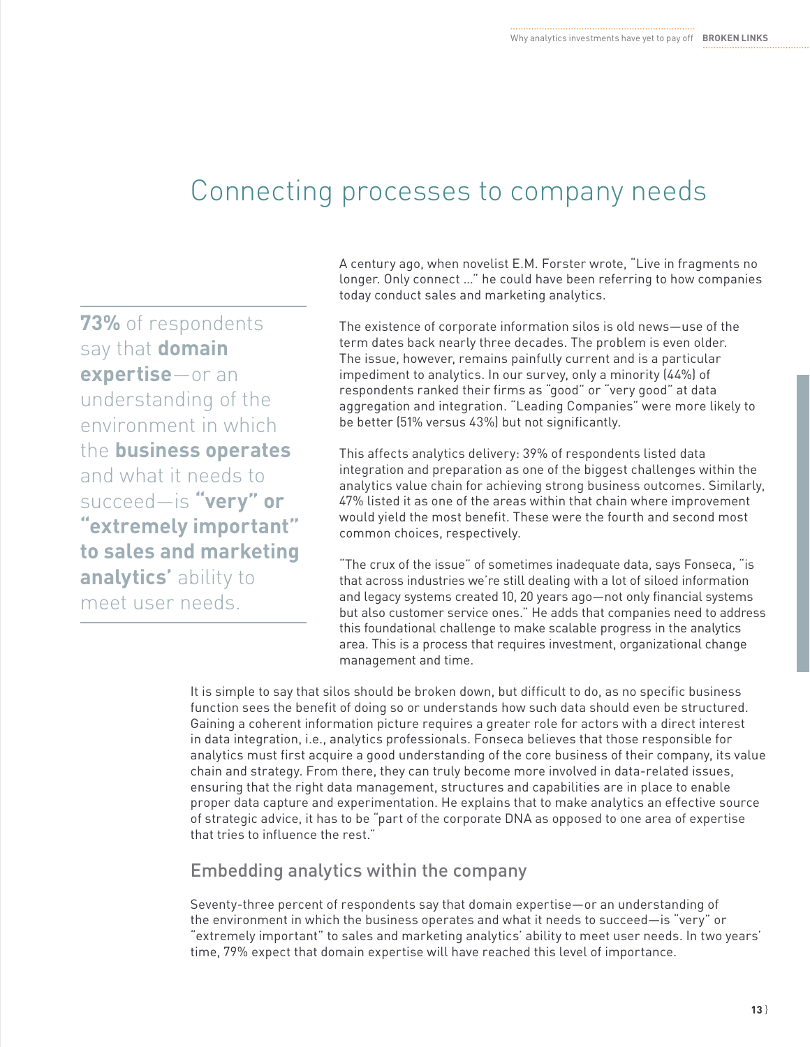# Connecting processes to company needs

> **73%** of respondents say that **domain expertise**—or an understanding of the environment in which the **business operates** and what it needs to succeed—is **"very" or "extremely important" to sales and marketing analytics'** ability to meet user needs.

A century ago, when novelist E.M. Forster wrote, "Live in fragments no longer. Only connect ..." he could have been referring to how companies today conduct sales and marketing analytics.

The existence of corporate information silos is old news—use of the term dates back nearly three decades. The problem is even older. The issue, however, remains painfully current and is a particular impediment to analytics. In our survey, only a minority (44%) of respondents ranked their firms as "good" or "very good" at data aggregation and integration. "Leading Companies" were more likely to be better (51% versus 43%) but not significantly.

This affects analytics delivery: 39% of respondents listed data integration and preparation as one of the biggest challenges within the analytics value chain for achieving strong business outcomes. Similarly, 47% listed it as one of the areas within that chain where improvement would yield the most benefit. These were the fourth and second most common choices, respectively.

"The crux of the issue" of sometimes inadequate data, says Fonseca, "is that across industries we're still dealing with a lot of siloed information and legacy systems created 10, 20 years ago—not only financial systems but also customer service ones." He adds that companies need to address this foundational challenge to make scalable progress in the analytics area. This is a process that requires investment, organizational change management and time.

It is simple to say that silos should be broken down, but difficult to do, as no specific business function sees the benefit of doing so or understands how such data should even be structured. Gaining a coherent information picture requires a greater role for actors with a direct interest in data integration, i.e., analytics professionals. Fonseca believes that those responsible for analytics must first acquire a good understanding of the core business of their company, its value chain and strategy. From there, they can truly become more involved in data-related issues, ensuring that the right data management, structures and capabilities are in place to enable proper data capture and experimentation. He explains that to make analytics an effective source of strategic advice, it has to be "part of the corporate DNA as opposed to one area of expertise that tries to influence the rest."

## Embedding analytics within the company

Seventy-three percent of respondents say that domain expertise—or an understanding of the environment in which the business operates and what it needs to succeed—is "very" or "extremely important" to sales and marketing analytics' ability to meet user needs. In two years' time, 79% expect that domain expertise will have reached this level of importance.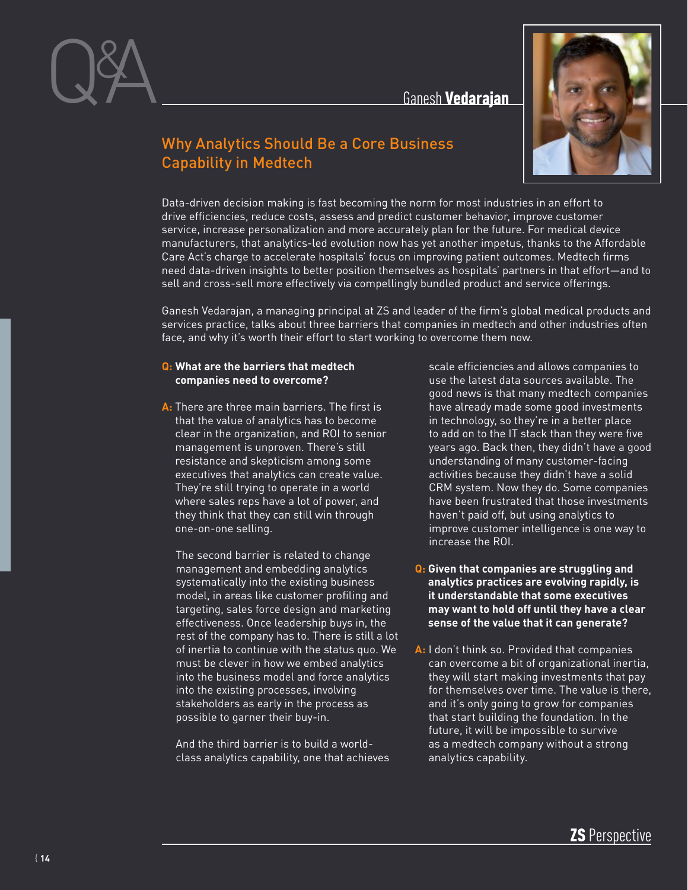# Q&A

## Ganesh Vedarajan

## Why Analytics Should Be a Core Business Capability in Medtech

Data-driven decision making is fast becoming the norm for most industries in an effort to drive efficiencies, reduce costs, assess and predict customer behavior, improve customer service, increase personalization and more accurately plan for the future. For medical device manufacturers, that analytics-led evolution now has yet another impetus, thanks to the Affordable Care Act's charge to accelerate hospitals' focus on improving patient outcomes. Medtech firms need data-driven insights to better position themselves as hospitals' partners in that effort—and to sell and cross-sell more effectively via compellingly bundled product and service offerings.

Ganesh Vedarajan, a managing principal at ZS and leader of the firm's global medical products and services practice, talks about three barriers that companies in medtech and other industries often face, and why it's worth their effort to start working to overcome them now.

**Q: What are the barriers that medtech companies need to overcome?**

**A:** There are three main barriers. The first is that the value of analytics has to become clear in the organization, and ROI to senior management is unproven. There's still resistance and skepticism among some executives that analytics can create value. They're still trying to operate in a world where sales reps have a lot of power, and they think that they can still win through one-on-one selling.

The second barrier is related to change management and embedding analytics systematically into the existing business model, in areas like customer profiling and targeting, sales force design and marketing effectiveness. Once leadership buys in, the rest of the company has to. There is still a lot of inertia to continue with the status quo. We must be clever in how we embed analytics into the business model and force analytics into the existing processes, involving stakeholders as early in the process as possible to garner their buy-in.

And the third barrier is to build a world-class analytics capability, one that achieves scale efficiencies and allows companies to use the latest data sources available. The good news is that many medtech companies have already made some good investments in technology, so they're in a better place to add on to the IT stack than they were five years ago. Back then, they didn't have a good understanding of many customer-facing activities because they didn't have a solid CRM system. Now they do. Some companies have been frustrated that those investments haven't paid off, but using analytics to improve customer intelligence is one way to increase the ROI.

**Q: Given that companies are struggling and analytics practices are evolving rapidly, is it understandable that some executives may want to hold off until they have a clear sense of the value that it can generate?**

**A:** I don't think so. Provided that companies can overcome a bit of organizational inertia, they will start making investments that pay for themselves over time. The value is there, and it's only going to grow for companies that start building the foundation. In the future, it will be impossible to survive as a medtech company without a strong analytics capability.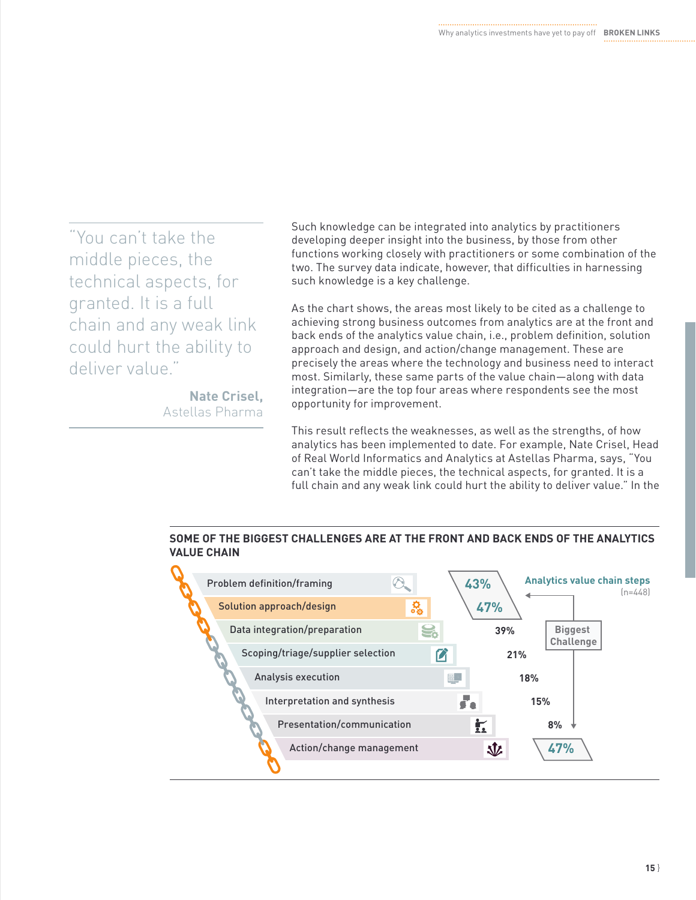> "You can't take the middle pieces, the technical aspects, for granted. It is a full chain and any weak link could hurt the ability to deliver value."
>
> **Nate Crisel,**
> Astellas Pharma

Such knowledge can be integrated into analytics by practitioners developing deeper insight into the business, by those from other functions working closely with practitioners or some combination of the two. The survey data indicate, however, that difficulties in harnessing such knowledge is a key challenge.

As the chart shows, the areas most likely to be cited as a challenge to achieving strong business outcomes from analytics are at the front and back ends of the analytics value chain, i.e., problem definition, solution approach and design, and action/change management. These are precisely the areas where the technology and business need to interact most. Similarly, these same parts of the value chain—along with data integration—are the top four areas where respondents see the most opportunity for improvement.

This result reflects the weaknesses, as well as the strengths, of how analytics has been implemented to date. For example, Nate Crisel, Head of Real World Informatics and Analytics at Astellas Pharma, says, "You can't take the middle pieces, the technical aspects, for granted. It is a full chain and any weak link could hurt the ability to deliver value." In the

**SOME OF THE BIGGEST CHALLENGES ARE AT THE FRONT AND BACK ENDS OF THE ANALYTICS VALUE CHAIN**

Analytics value chain steps (n=448)

| Analytics value chain step | Biggest Challenge |
|---|---|
| Problem definition/framing | 43% |
| Solution approach/design | 47% |
| Data integration/preparation | 39% |
| Scoping/triage/supplier selection | 21% |
| Analysis execution | 18% |
| Interpretation and synthesis | 15% |
| Presentation/communication | 8% |
| Action/change management | 47% |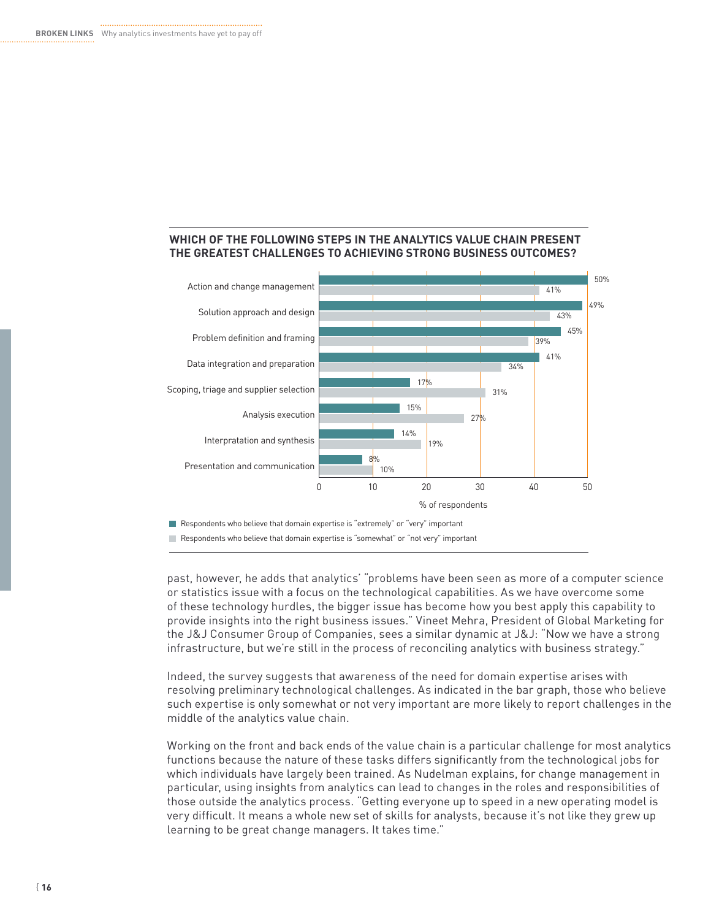### WHICH OF THE FOLLOWING STEPS IN THE ANALYTICS VALUE CHAIN PRESENT THE GREATEST CHALLENGES TO ACHIEVING STRONG BUSINESS OUTCOMES?

| Step | Respondents who believe that domain expertise is "extremely" or "very" important | Respondents who believe that domain expertise is "somewhat" or "not very" important |
|---|---|---|
| Action and change management | 50% | 41% |
| Solution approach and design | 49% | 43% |
| Problem definition and framing | 45% | 39% |
| Data integration and preparation | 41% | 34% |
| Scoping, triage and supplier selection | 17% | 31% |
| Analysis execution | 15% | 27% |
| Interpratation and synthesis | 14% | 19% |
| Presentation and communication | 8% | 10% |

% of respondents

past, however, he adds that analytics' "problems have been seen as more of a computer science or statistics issue with a focus on the technological capabilities. As we have overcome some of these technology hurdles, the bigger issue has become how you best apply this capability to provide insights into the right business issues." Vineet Mehra, President of Global Marketing for the J&J Consumer Group of Companies, sees a similar dynamic at J&J: "Now we have a strong infrastructure, but we're still in the process of reconciling analytics with business strategy."

Indeed, the survey suggests that awareness of the need for domain expertise arises with resolving preliminary technological challenges. As indicated in the bar graph, those who believe such expertise is only somewhat or not very important are more likely to report challenges in the middle of the analytics value chain.

Working on the front and back ends of the value chain is a particular challenge for most analytics functions because the nature of these tasks differs significantly from the technological jobs for which individuals have largely been trained. As Nudelman explains, for change management in particular, using insights from analytics can lead to changes in the roles and responsibilities of those outside the analytics process. "Getting everyone up to speed in a new operating model is very difficult. It means a whole new set of skills for analysts, because it's not like they grew up learning to be great change managers. It takes time."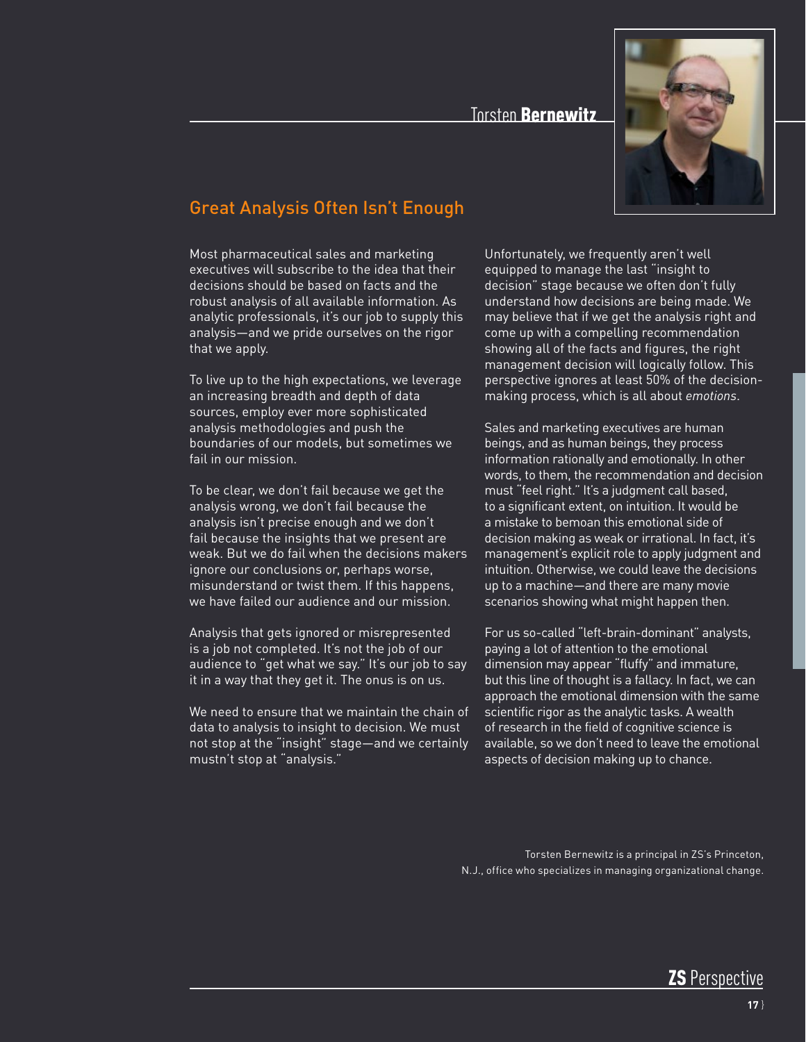Torsten **Bernewitz**

## Great Analysis Often Isn't Enough

Most pharmaceutical sales and marketing executives will subscribe to the idea that their decisions should be based on facts and the robust analysis of all available information. As analytic professionals, it's our job to supply this analysis—and we pride ourselves on the rigor that we apply.

To live up to the high expectations, we leverage an increasing breadth and depth of data sources, employ ever more sophisticated analysis methodologies and push the boundaries of our models, but sometimes we fail in our mission.

To be clear, we don't fail because we get the analysis wrong, we don't fail because the analysis isn't precise enough and we don't fail because the insights that we present are weak. But we do fail when the decisions makers ignore our conclusions or, perhaps worse, misunderstand or twist them. If this happens, we have failed our audience and our mission.

Analysis that gets ignored or misrepresented is a job not completed. It's not the job of our audience to "get what we say." It's our job to say it in a way that they get it. The onus is on us.

We need to ensure that we maintain the chain of data to analysis to insight to decision. We must not stop at the "insight" stage—and we certainly mustn't stop at "analysis."

Unfortunately, we frequently aren't well equipped to manage the last "insight to decision" stage because we often don't fully understand how decisions are being made. We may believe that if we get the analysis right and come up with a compelling recommendation showing all of the facts and figures, the right management decision will logically follow. This perspective ignores at least 50% of the decision-making process, which is all about *emotions*.

Sales and marketing executives are human beings, and as human beings, they process information rationally and emotionally. In other words, to them, the recommendation and decision must "feel right." It's a judgment call based, to a significant extent, on intuition. It would be a mistake to bemoan this emotional side of decision making as weak or irrational. In fact, it's management's explicit role to apply judgment and intuition. Otherwise, we could leave the decisions up to a machine—and there are many movie scenarios showing what might happen then.

For us so-called "left-brain-dominant" analysts, paying a lot of attention to the emotional dimension may appear "fluffy" and immature, but this line of thought is a fallacy. In fact, we can approach the emotional dimension with the same scientific rigor as the analytic tasks. A wealth of research in the field of cognitive science is available, so we don't need to leave the emotional aspects of decision making up to chance.

Torsten Bernewitz is a principal in ZS's Princeton, N.J., office who specializes in managing organizational change.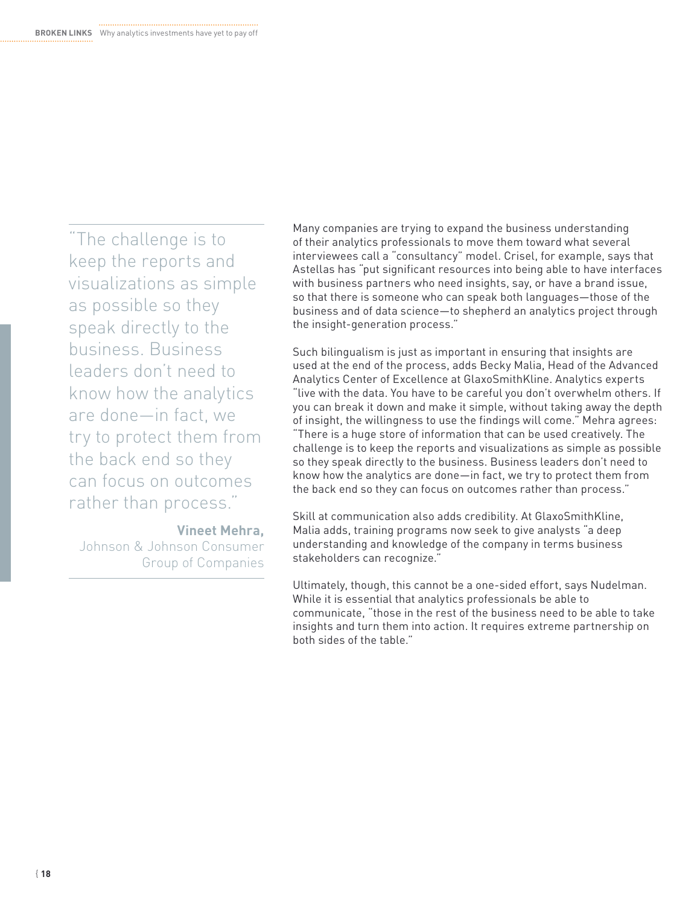> "The challenge is to keep the reports and visualizations as simple as possible so they speak directly to the business. Business leaders don't need to know how the analytics are done—in fact, we try to protect them from the back end so they can focus on outcomes rather than process."
>
> **Vineet Mehra,**
> Johnson & Johnson Consumer Group of Companies

Many companies are trying to expand the business understanding of their analytics professionals to move them toward what several interviewees call a "consultancy" model. Crisel, for example, says that Astellas has "put significant resources into being able to have interfaces with business partners who need insights, say, or have a brand issue, so that there is someone who can speak both languages—those of the business and of data science—to shepherd an analytics project through the insight-generation process."

Such bilingualism is just as important in ensuring that insights are used at the end of the process, adds Becky Malia, Head of the Advanced Analytics Center of Excellence at GlaxoSmithKline. Analytics experts "live with the data. You have to be careful you don't overwhelm others. If you can break it down and make it simple, without taking away the depth of insight, the willingness to use the findings will come." Mehra agrees: "There is a huge store of information that can be used creatively. The challenge is to keep the reports and visualizations as simple as possible so they speak directly to the business. Business leaders don't need to know how the analytics are done—in fact, we try to protect them from the back end so they can focus on outcomes rather than process."

Skill at communication also adds credibility. At GlaxoSmithKline, Malia adds, training programs now seek to give analysts "a deep understanding and knowledge of the company in terms business stakeholders can recognize."

Ultimately, though, this cannot be a one-sided effort, says Nudelman. While it is essential that analytics professionals be able to communicate, "those in the rest of the business need to be able to take insights and turn them into action. It requires extreme partnership on both sides of the table."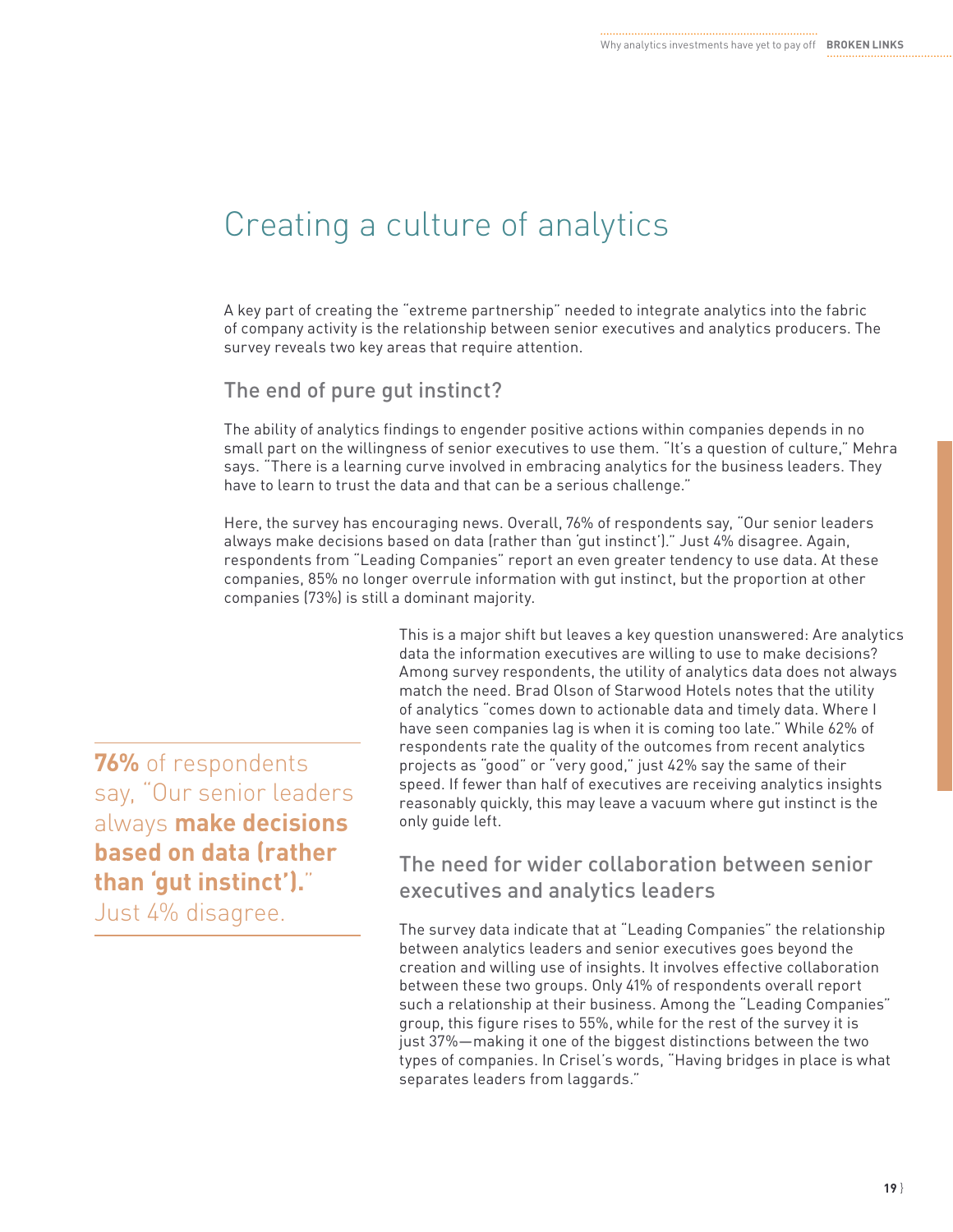# Creating a culture of analytics

A key part of creating the "extreme partnership" needed to integrate analytics into the fabric of company activity is the relationship between senior executives and analytics producers. The survey reveals two key areas that require attention.

## The end of pure gut instinct?

The ability of analytics findings to engender positive actions within companies depends in no small part on the willingness of senior executives to use them. "It's a question of culture," Mehra says. "There is a learning curve involved in embracing analytics for the business leaders. They have to learn to trust the data and that can be a serious challenge."

Here, the survey has encouraging news. Overall, 76% of respondents say, "Our senior leaders always make decisions based on data (rather than 'gut instinct')." Just 4% disagree. Again, respondents from "Leading Companies" report an even greater tendency to use data. At these companies, 85% no longer overrule information with gut instinct, but the proportion at other companies (73%) is still a dominant majority.

This is a major shift but leaves a key question unanswered: Are analytics data the information executives are willing to use to make decisions? Among survey respondents, the utility of analytics data does not always match the need. Brad Olson of Starwood Hotels notes that the utility of analytics "comes down to actionable data and timely data. Where I have seen companies lag is when it is coming too late." While 62% of respondents rate the quality of the outcomes from recent analytics projects as "good" or "very good," just 42% say the same of their speed. If fewer than half of executives are receiving analytics insights reasonably quickly, this may leave a vacuum where gut instinct is the only guide left.

**76%** of respondents say, "Our senior leaders always **make decisions based on data (rather than 'gut instinct').**" Just 4% disagree.

## The need for wider collaboration between senior executives and analytics leaders

The survey data indicate that at "Leading Companies" the relationship between analytics leaders and senior executives goes beyond the creation and willing use of insights. It involves effective collaboration between these two groups. Only 41% of respondents overall report such a relationship at their business. Among the "Leading Companies" group, this figure rises to 55%, while for the rest of the survey it is just 37%—making it one of the biggest distinctions between the two types of companies. In Crisel's words, "Having bridges in place is what separates leaders from laggards."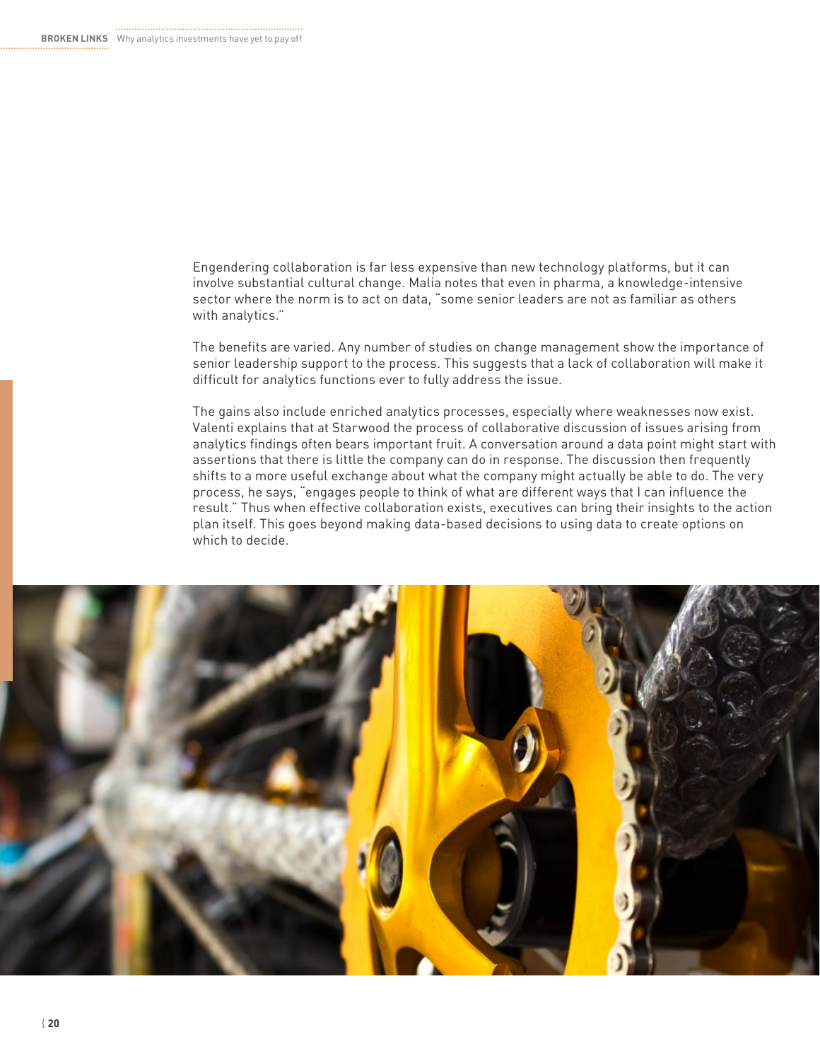Engendering collaboration is far less expensive than new technology platforms, but it can involve substantial cultural change. Malia notes that even in pharma, a knowledge-intensive sector where the norm is to act on data, "some senior leaders are not as familiar as others with analytics."

The benefits are varied. Any number of studies on change management show the importance of senior leadership support to the process. This suggests that a lack of collaboration will make it difficult for analytics functions ever to fully address the issue.

The gains also include enriched analytics processes, especially where weaknesses now exist. Valenti explains that at Starwood the process of collaborative discussion of issues arising from analytics findings often bears important fruit. A conversation around a data point might start with assertions that there is little the company can do in response. The discussion then frequently shifts to a more useful exchange about what the company might actually be able to do. The very process, he says, "engages people to think of what are different ways that I can influence the result." Thus when effective collaboration exists, executives can bring their insights to the action plan itself. This goes beyond making data-based decisions to using data to create options on which to decide.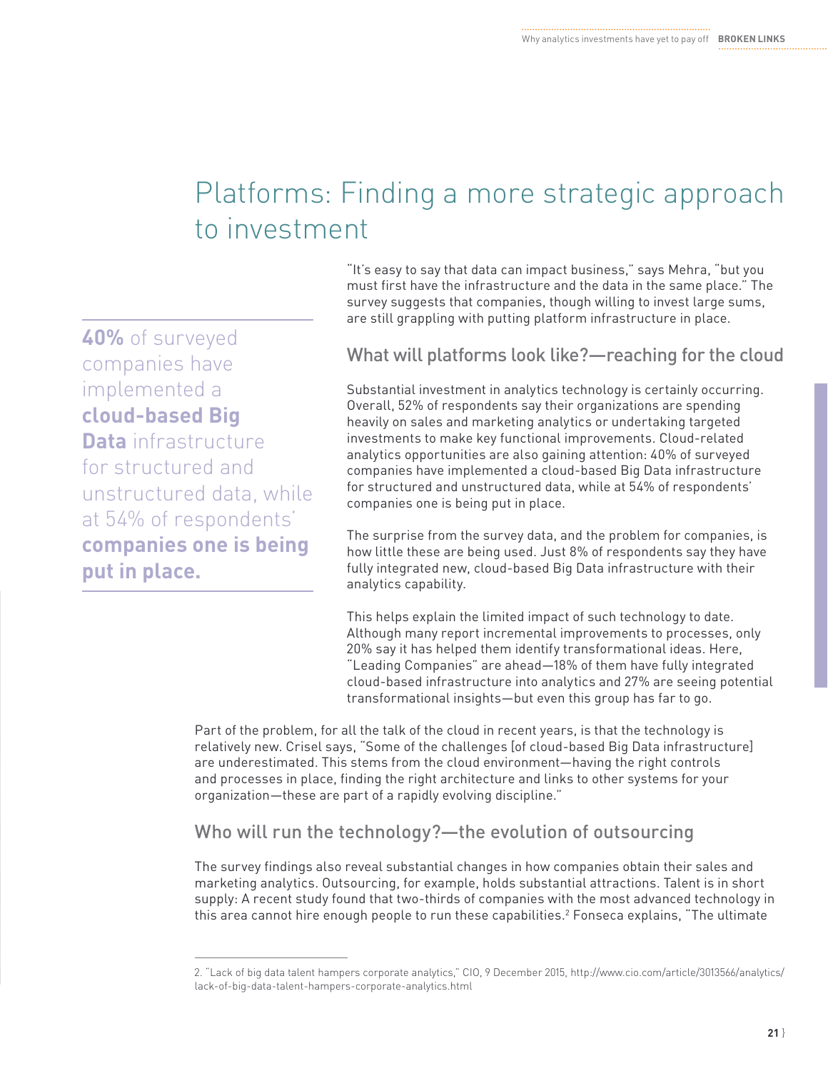# Platforms: Finding a more strategic approach to investment

**40%** of surveyed companies have implemented a **cloud-based Big Data** infrastructure for structured and unstructured data, while at 54% of respondents' **companies one is being put in place.**

"It's easy to say that data can impact business," says Mehra, "but you must first have the infrastructure and the data in the same place." The survey suggests that companies, though willing to invest large sums, are still grappling with putting platform infrastructure in place.

## What will platforms look like?—reaching for the cloud

Substantial investment in analytics technology is certainly occurring. Overall, 52% of respondents say their organizations are spending heavily on sales and marketing analytics or undertaking targeted investments to make key functional improvements. Cloud-related analytics opportunities are also gaining attention: 40% of surveyed companies have implemented a cloud-based Big Data infrastructure for structured and unstructured data, while at 54% of respondents' companies one is being put in place.

The surprise from the survey data, and the problem for companies, is how little these are being used. Just 8% of respondents say they have fully integrated new, cloud-based Big Data infrastructure with their analytics capability.

This helps explain the limited impact of such technology to date. Although many report incremental improvements to processes, only 20% say it has helped them identify transformational ideas. Here, "Leading Companies" are ahead—18% of them have fully integrated cloud-based infrastructure into analytics and 27% are seeing potential transformational insights—but even this group has far to go.

Part of the problem, for all the talk of the cloud in recent years, is that the technology is relatively new. Crisel says, "Some of the challenges [of cloud-based Big Data infrastructure] are underestimated. This stems from the cloud environment—having the right controls and processes in place, finding the right architecture and links to other systems for your organization—these are part of a rapidly evolving discipline."

## Who will run the technology?—the evolution of outsourcing

The survey findings also reveal substantial changes in how companies obtain their sales and marketing analytics. Outsourcing, for example, holds substantial attractions. Talent is in short supply: A recent study found that two-thirds of companies with the most advanced technology in this area cannot hire enough people to run these capabilities.[2] Fonseca explains, "The ultimate

2. "Lack of big data talent hampers corporate analytics," CIO, 9 December 2015, http://www.cio.com/article/3013566/analytics/lack-of-big-data-talent-hampers-corporate-analytics.html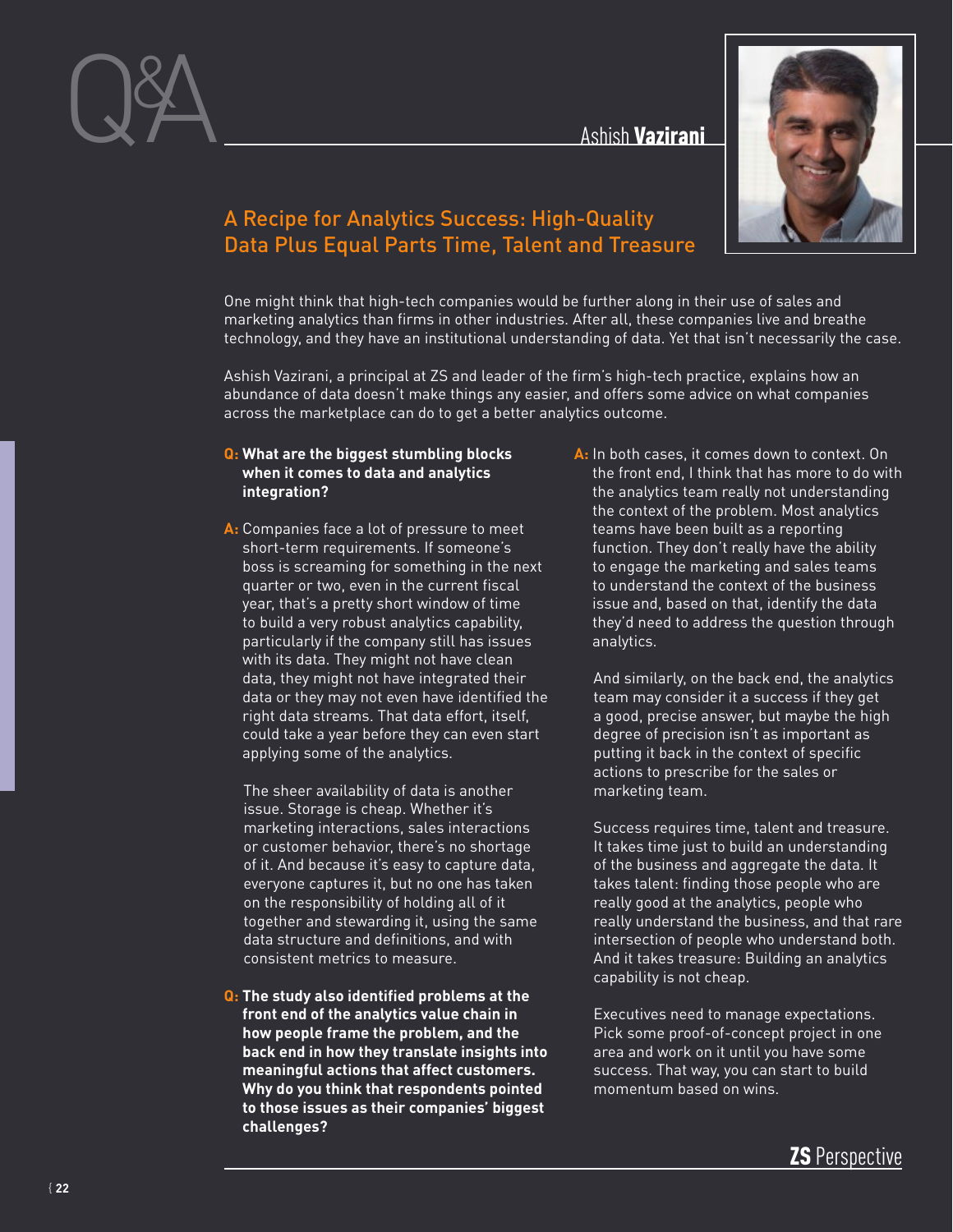# Q&A

## Ashish **Vazirani**

## A Recipe for Analytics Success: High-Quality Data Plus Equal Parts Time, Talent and Treasure

One might think that high-tech companies would be further along in their use of sales and marketing analytics than firms in other industries. After all, these companies live and breathe technology, and they have an institutional understanding of data. Yet that isn't necessarily the case.

Ashish Vazirani, a principal at ZS and leader of the firm's high-tech practice, explains how an abundance of data doesn't make things any easier, and offers some advice on what companies across the marketplace can do to get a better analytics outcome.

**Q: What are the biggest stumbling blocks when it comes to data and analytics integration?**

**A:** Companies face a lot of pressure to meet short-term requirements. If someone's boss is screaming for something in the next quarter or two, even in the current fiscal year, that's a pretty short window of time to build a very robust analytics capability, particularly if the company still has issues with its data. They might not have clean data, they might not have integrated their data or they may not even have identified the right data streams. That data effort, itself, could take a year before they can even start applying some of the analytics.

The sheer availability of data is another issue. Storage is cheap. Whether it's marketing interactions, sales interactions or customer behavior, there's no shortage of it. And because it's easy to capture data, everyone captures it, but no one has taken on the responsibility of holding all of it together and stewarding it, using the same data structure and definitions, and with consistent metrics to measure.

**Q: The study also identified problems at the front end of the analytics value chain in how people frame the problem, and the back end in how they translate insights into meaningful actions that affect customers. Why do you think that respondents pointed to those issues as their companies' biggest challenges?**

**A:** In both cases, it comes down to context. On the front end, I think that has more to do with the analytics team really not understanding the context of the problem. Most analytics teams have been built as a reporting function. They don't really have the ability to engage the marketing and sales teams to understand the context of the business issue and, based on that, identify the data they'd need to address the question through analytics.

And similarly, on the back end, the analytics team may consider it a success if they get a good, precise answer, but maybe the high degree of precision isn't as important as putting it back in the context of specific actions to prescribe for the sales or marketing team.

Success requires time, talent and treasure. It takes time just to build an understanding of the business and aggregate the data. It takes talent: finding those people who are really good at the analytics, people who really understand the business, and that rare intersection of people who understand both. And it takes treasure: Building an analytics capability is not cheap.

Executives need to manage expectations. Pick some proof-of-concept project in one area and work on it until you have some success. That way, you can start to build momentum based on wins.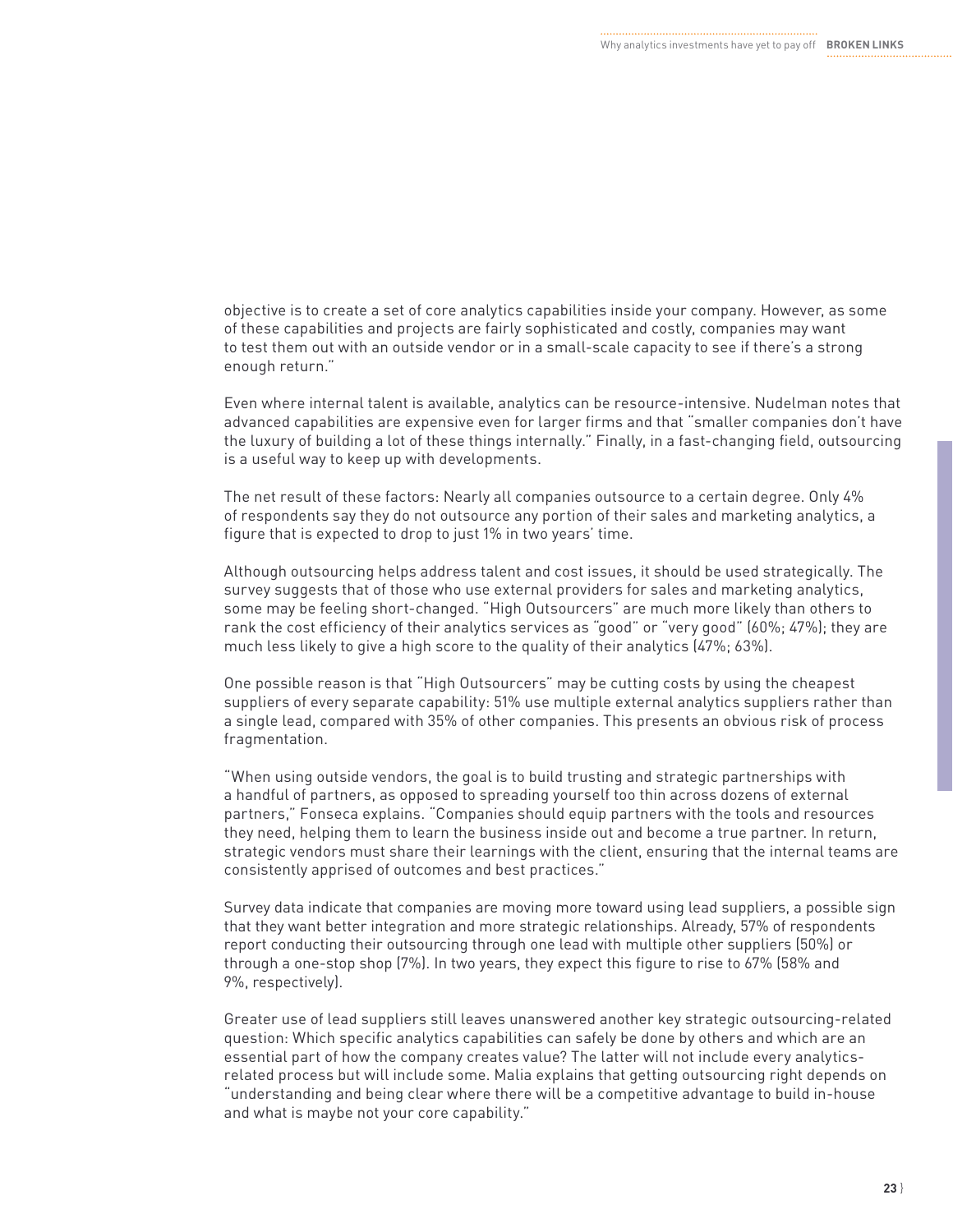objective is to create a set of core analytics capabilities inside your company. However, as some of these capabilities and projects are fairly sophisticated and costly, companies may want to test them out with an outside vendor or in a small-scale capacity to see if there's a strong enough return."

Even where internal talent is available, analytics can be resource-intensive. Nudelman notes that advanced capabilities are expensive even for larger firms and that "smaller companies don't have the luxury of building a lot of these things internally." Finally, in a fast-changing field, outsourcing is a useful way to keep up with developments.

The net result of these factors: Nearly all companies outsource to a certain degree. Only 4% of respondents say they do not outsource any portion of their sales and marketing analytics, a figure that is expected to drop to just 1% in two years' time.

Although outsourcing helps address talent and cost issues, it should be used strategically. The survey suggests that of those who use external providers for sales and marketing analytics, some may be feeling short-changed. "High Outsourcers" are much more likely than others to rank the cost efficiency of their analytics services as "good" or "very good" (60%; 47%); they are much less likely to give a high score to the quality of their analytics (47%; 63%).

One possible reason is that "High Outsourcers" may be cutting costs by using the cheapest suppliers of every separate capability: 51% use multiple external analytics suppliers rather than a single lead, compared with 35% of other companies. This presents an obvious risk of process fragmentation.

"When using outside vendors, the goal is to build trusting and strategic partnerships with a handful of partners, as opposed to spreading yourself too thin across dozens of external partners," Fonseca explains. "Companies should equip partners with the tools and resources they need, helping them to learn the business inside out and become a true partner. In return, strategic vendors must share their learnings with the client, ensuring that the internal teams are consistently apprised of outcomes and best practices."

Survey data indicate that companies are moving more toward using lead suppliers, a possible sign that they want better integration and more strategic relationships. Already, 57% of respondents report conducting their outsourcing through one lead with multiple other suppliers (50%) or through a one-stop shop (7%). In two years, they expect this figure to rise to 67% (58% and 9%, respectively).

Greater use of lead suppliers still leaves unanswered another key strategic outsourcing-related question: Which specific analytics capabilities can safely be done by others and which are an essential part of how the company creates value? The latter will not include every analytics-related process but will include some. Malia explains that getting outsourcing right depends on "understanding and being clear where there will be a competitive advantage to build in-house and what is maybe not your core capability."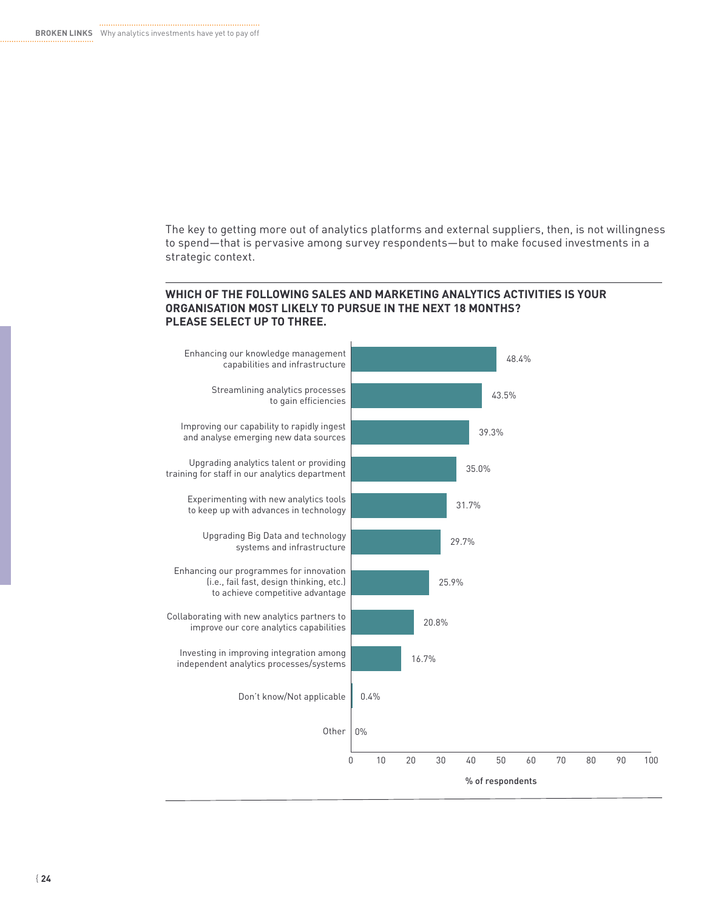The key to getting more out of analytics platforms and external suppliers, then, is not willingness to spend—that is pervasive among survey respondents—but to make focused investments in a strategic context.

**WHICH OF THE FOLLOWING SALES AND MARKETING ANALYTICS ACTIVITIES IS YOUR ORGANISATION MOST LIKELY TO PURSUE IN THE NEXT 18 MONTHS? PLEASE SELECT UP TO THREE.**

| Activity | % of respondents |
|---|---|
| Enhancing our knowledge management capabilities and infrastructure | 48.4% |
| Streamlining analytics processes to gain efficiencies | 43.5% |
| Improving our capability to rapidly ingest and analyse emerging new data sources | 39.3% |
| Upgrading analytics talent or providing training for staff in our analytics department | 35.0% |
| Experimenting with new analytics tools to keep up with advances in technology | 31.7% |
| Upgrading Big Data and technology systems and infrastructure | 29.7% |
| Enhancing our programmes for innovation (i.e., fail fast, design thinking, etc.) to achieve competitive advantage | 25.9% |
| Collaborating with new analytics partners to improve our core analytics capabilities | 20.8% |
| Investing in improving integration among independent analytics processes/systems | 16.7% |
| Don't know/Not applicable | 0.4% |
| Other | 0% |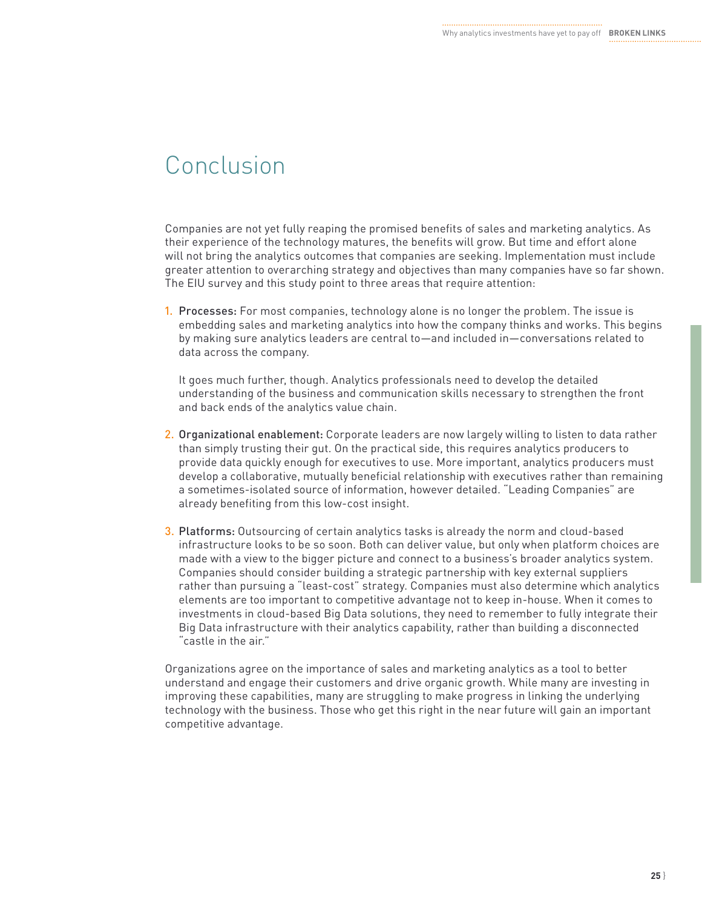# Conclusion

Companies are not yet fully reaping the promised benefits of sales and marketing analytics. As their experience of the technology matures, the benefits will grow. But time and effort alone will not bring the analytics outcomes that companies are seeking. Implementation must include greater attention to overarching strategy and objectives than many companies have so far shown. The EIU survey and this study point to three areas that require attention:

1. **Processes:** For most companies, technology alone is no longer the problem. The issue is embedding sales and marketing analytics into how the company thinks and works. This begins by making sure analytics leaders are central to—and included in—conversations related to data across the company.

   It goes much further, though. Analytics professionals need to develop the detailed understanding of the business and communication skills necessary to strengthen the front and back ends of the analytics value chain.

2. **Organizational enablement:** Corporate leaders are now largely willing to listen to data rather than simply trusting their gut. On the practical side, this requires analytics producers to provide data quickly enough for executives to use. More important, analytics producers must develop a collaborative, mutually beneficial relationship with executives rather than remaining a sometimes-isolated source of information, however detailed. "Leading Companies" are already benefiting from this low-cost insight.

3. **Platforms:** Outsourcing of certain analytics tasks is already the norm and cloud-based infrastructure looks to be so soon. Both can deliver value, but only when platform choices are made with a view to the bigger picture and connect to a business's broader analytics system. Companies should consider building a strategic partnership with key external suppliers rather than pursuing a "least-cost" strategy. Companies must also determine which analytics elements are too important to competitive advantage not to keep in-house. When it comes to investments in cloud-based Big Data solutions, they need to remember to fully integrate their Big Data infrastructure with their analytics capability, rather than building a disconnected "castle in the air."

Organizations agree on the importance of sales and marketing analytics as a tool to better understand and engage their customers and drive organic growth. While many are investing in improving these capabilities, many are struggling to make progress in linking the underlying technology with the business. Those who get this right in the near future will gain an important competitive advantage.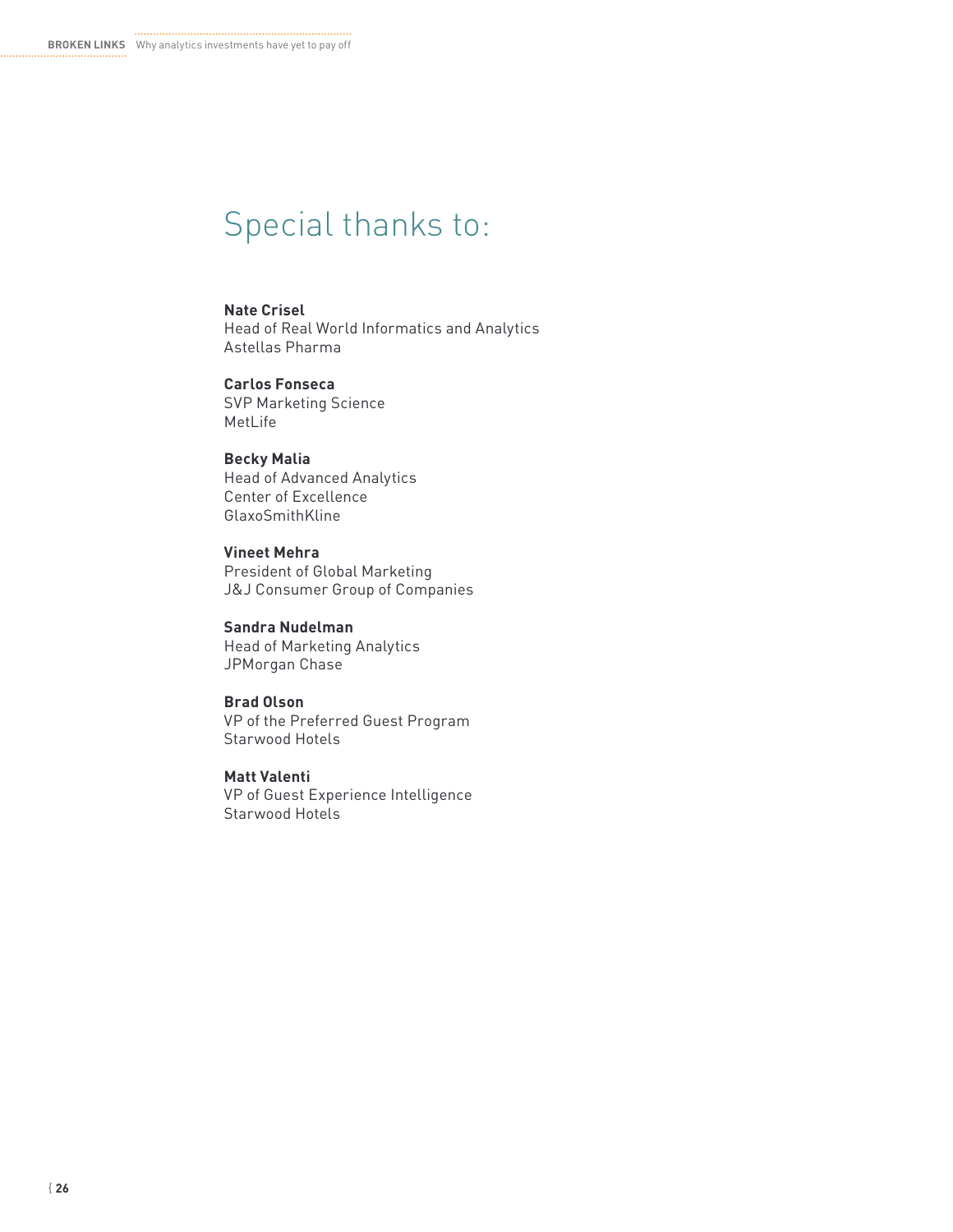# Special thanks to:

**Nate Crisel**
Head of Real World Informatics and Analytics
Astellas Pharma

**Carlos Fonseca**
SVP Marketing Science
MetLife

**Becky Malia**
Head of Advanced Analytics
Center of Excellence
GlaxoSmithKline

**Vineet Mehra**
President of Global Marketing
J&J Consumer Group of Companies

**Sandra Nudelman**
Head of Marketing Analytics
JPMorgan Chase

**Brad Olson**
VP of the Preferred Guest Program
Starwood Hotels

**Matt Valenti**
VP of Guest Experience Intelligence
Starwood Hotels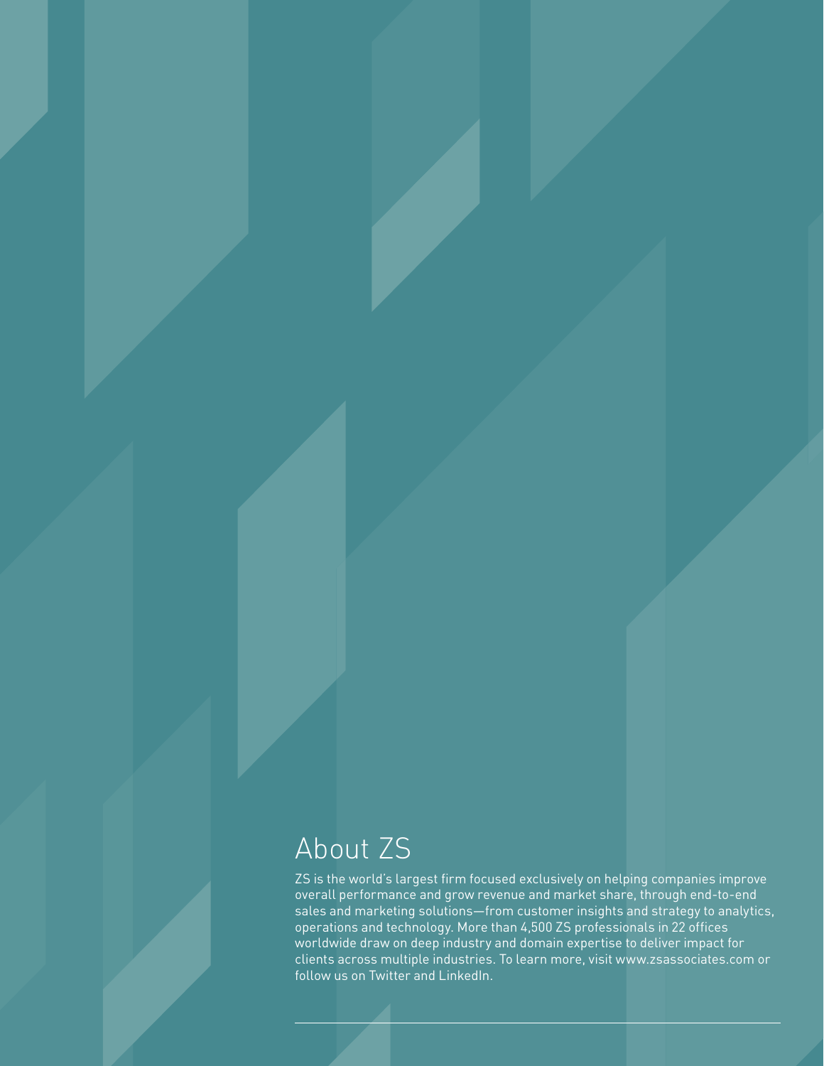# About ZS

ZS is the world's largest firm focused exclusively on helping companies improve overall performance and grow revenue and market share, through end-to-end sales and marketing solutions—from customer insights and strategy to analytics, operations and technology. More than 4,500 ZS professionals in 22 offices worldwide draw on deep industry and domain expertise to deliver impact for clients across multiple industries. To learn more, visit www.zsassociates.com or follow us on Twitter and LinkedIn.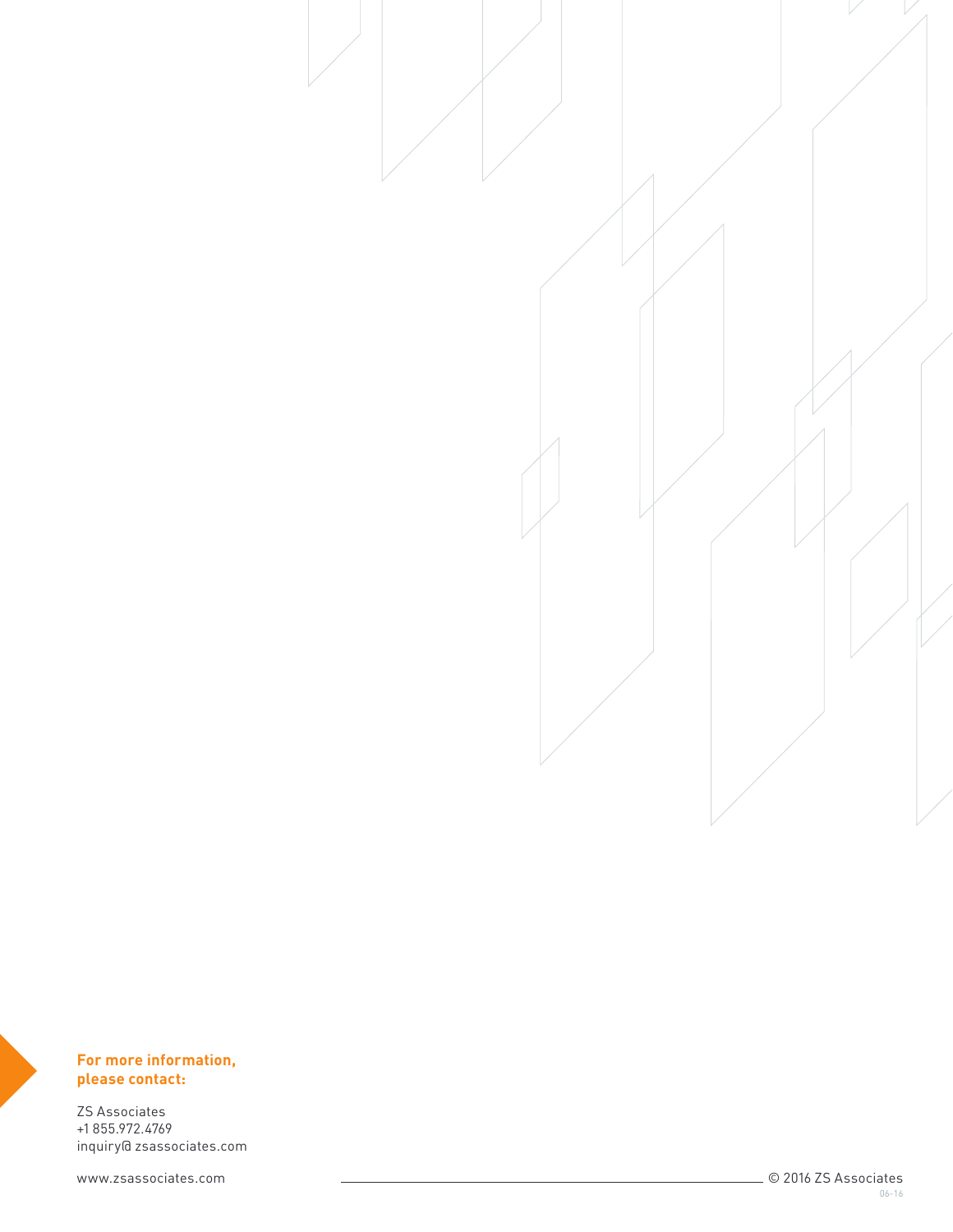**For more information, please contact:**

ZS Associates
+1 855.972.4769
inquiry@zsassociates.com

www.zsassociates.com

© 2016 ZS Associates

06-16